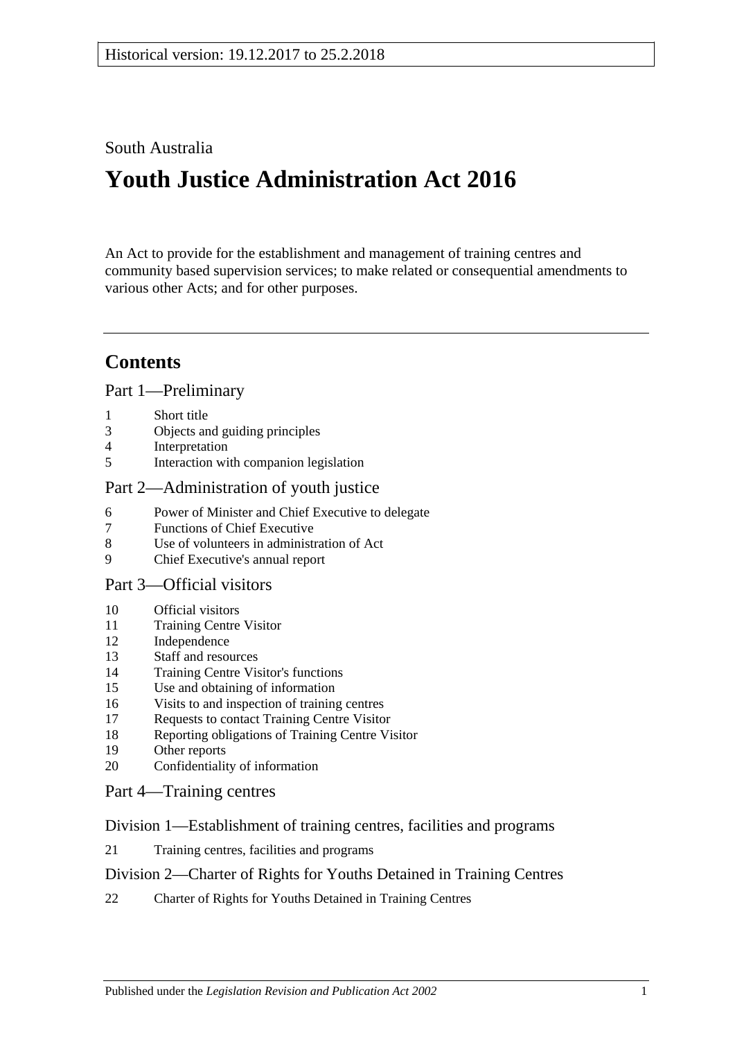Historical version: 19.12.2017 to 25.2.2018

South Australia

# Youth Justice Administration Act 2016

An Act to provide for the establishment and management of training centres and community based supervision services; to make related or consequential amendments to various other Acts; and for other purposes.

## Contents

### Part 1—Preliminary

1 Short title
3 Objects and guiding principles
4 Interpretation
5 Interaction with companion legislation

### Part 2—Administration of youth justice

6 Power of Minister and Chief Executive to delegate
7 Functions of Chief Executive
8 Use of volunteers in administration of Act
9 Chief Executive's annual report

### Part 3—Official visitors

10 Official visitors
11 Training Centre Visitor
12 Independence
13 Staff and resources
14 Training Centre Visitor's functions
15 Use and obtaining of information
16 Visits to and inspection of training centres
17 Requests to contact Training Centre Visitor
18 Reporting obligations of Training Centre Visitor
19 Other reports
20 Confidentiality of information

### Part 4—Training centres

#### Division 1—Establishment of training centres, facilities and programs

21 Training centres, facilities and programs

#### Division 2—Charter of Rights for Youths Detained in Training Centres

22 Charter of Rights for Youths Detained in Training Centres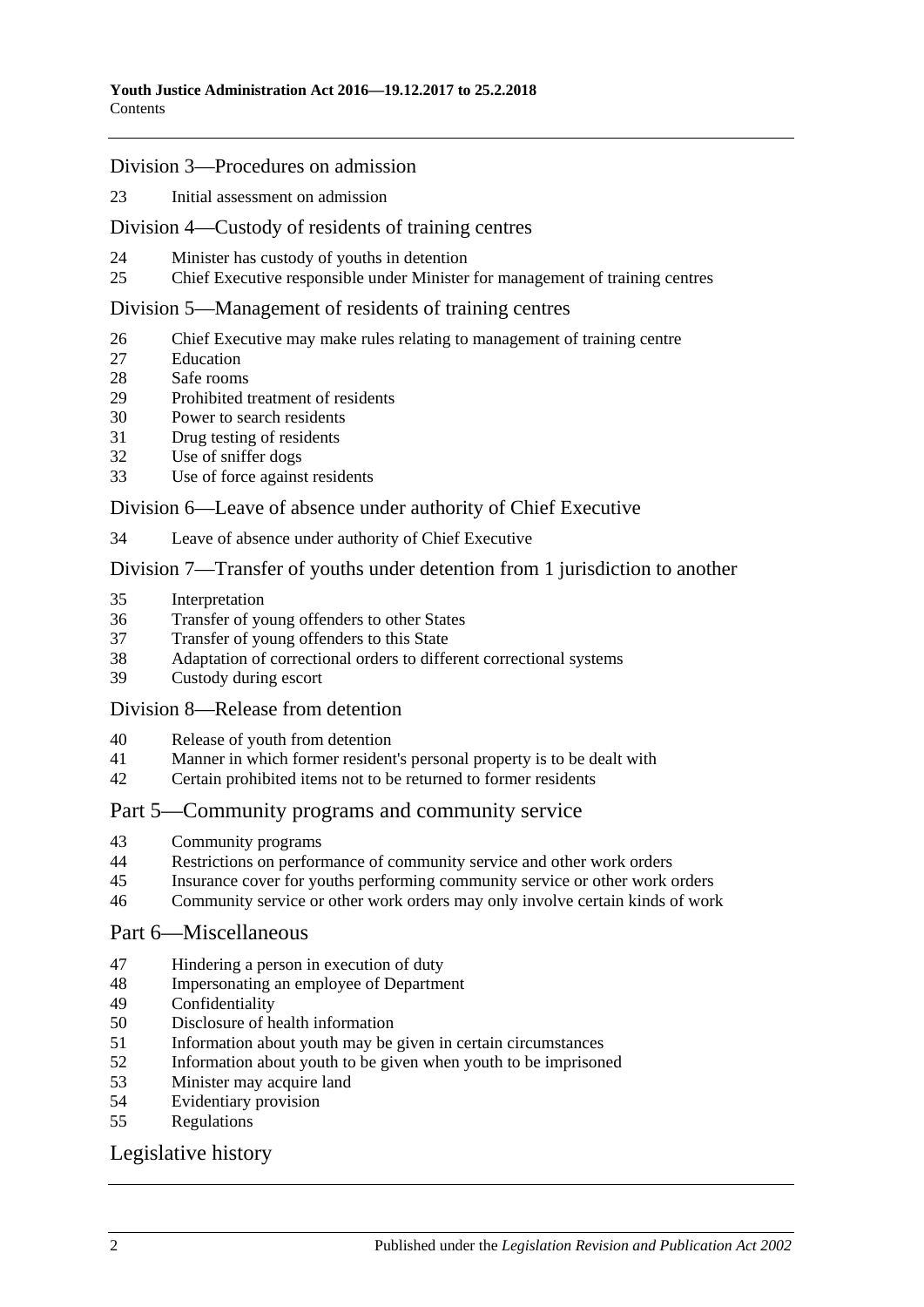## Division 3—Procedures on admission

23 Initial assessment on admission

## Division 4—Custody of residents of training centres

24 Minister has custody of youths in detention
25 Chief Executive responsible under Minister for management of training centres

## Division 5—Management of residents of training centres

26 Chief Executive may make rules relating to management of training centre
27 Education
28 Safe rooms
29 Prohibited treatment of residents
30 Power to search residents
31 Drug testing of residents
32 Use of sniffer dogs
33 Use of force against residents

## Division 6—Leave of absence under authority of Chief Executive

34 Leave of absence under authority of Chief Executive

## Division 7—Transfer of youths under detention from 1 jurisdiction to another

35 Interpretation
36 Transfer of young offenders to other States
37 Transfer of young offenders to this State
38 Adaptation of correctional orders to different correctional systems
39 Custody during escort

## Division 8—Release from detention

40 Release of youth from detention
41 Manner in which former resident's personal property is to be dealt with
42 Certain prohibited items not to be returned to former residents

# Part 5—Community programs and community service

43 Community programs
44 Restrictions on performance of community service and other work orders
45 Insurance cover for youths performing community service or other work orders
46 Community service or other work orders may only involve certain kinds of work

# Part 6—Miscellaneous

47 Hindering a person in execution of duty
48 Impersonating an employee of Department
49 Confidentiality
50 Disclosure of health information
51 Information about youth may be given in certain circumstances
52 Information about youth to be given when youth to be imprisoned
53 Minister may acquire land
54 Evidentiary provision
55 Regulations

# Legislative history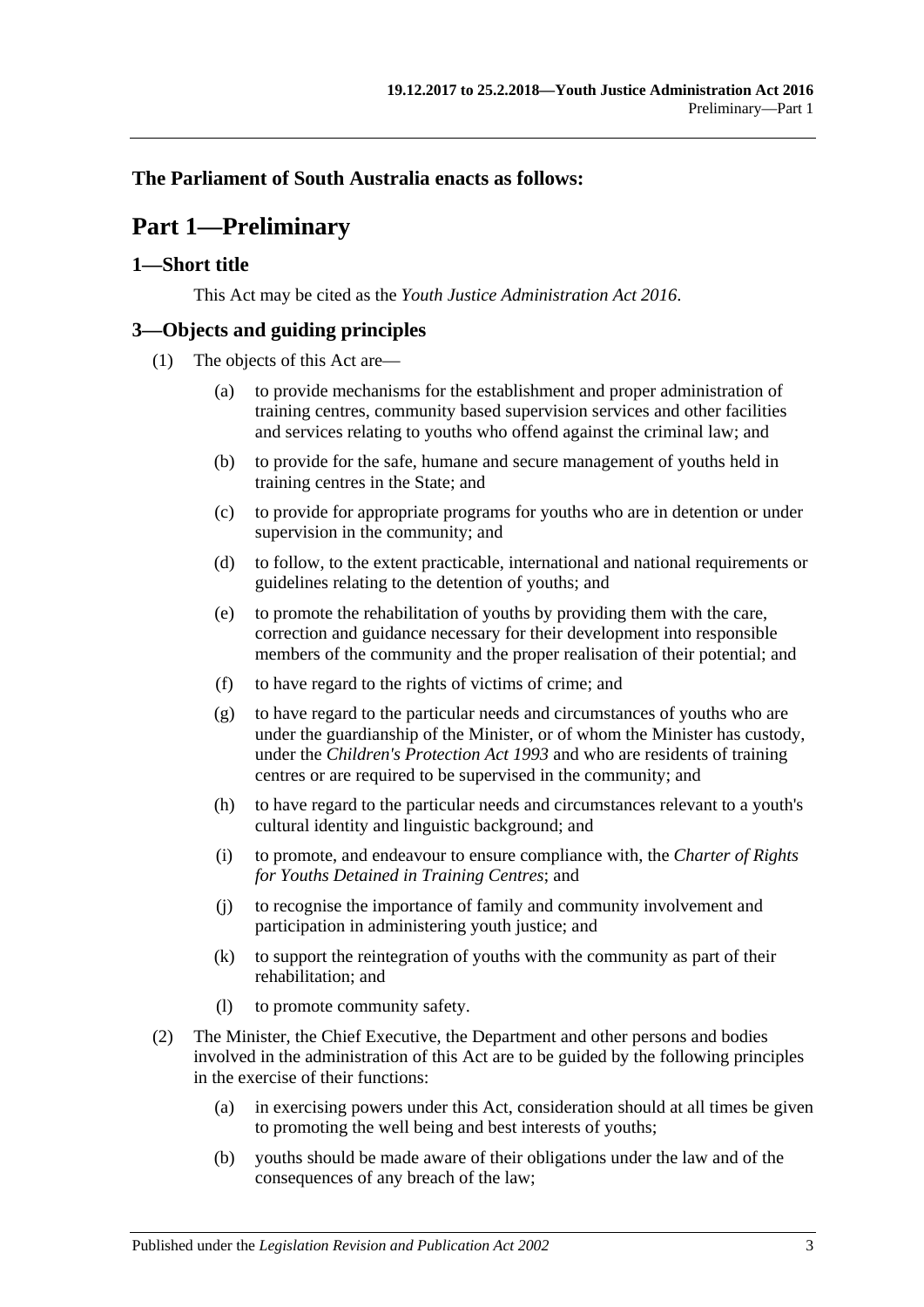**The Parliament of South Australia enacts as follows:**

# Part 1—Preliminary

## 1—Short title

This Act may be cited as the *Youth Justice Administration Act 2016*.

## 3—Objects and guiding principles

(1) The objects of this Act are—

(a) to provide mechanisms for the establishment and proper administration of training centres, community based supervision services and other facilities and services relating to youths who offend against the criminal law; and

(b) to provide for the safe, humane and secure management of youths held in training centres in the State; and

(c) to provide for appropriate programs for youths who are in detention or under supervision in the community; and

(d) to follow, to the extent practicable, international and national requirements or guidelines relating to the detention of youths; and

(e) to promote the rehabilitation of youths by providing them with the care, correction and guidance necessary for their development into responsible members of the community and the proper realisation of their potential; and

(f) to have regard to the rights of victims of crime; and

(g) to have regard to the particular needs and circumstances of youths who are under the guardianship of the Minister, or of whom the Minister has custody, under the *Children's Protection Act 1993* and who are residents of training centres or are required to be supervised in the community; and

(h) to have regard to the particular needs and circumstances relevant to a youth's cultural identity and linguistic background; and

(i) to promote, and endeavour to ensure compliance with, the *Charter of Rights for Youths Detained in Training Centres*; and

(j) to recognise the importance of family and community involvement and participation in administering youth justice; and

(k) to support the reintegration of youths with the community as part of their rehabilitation; and

(l) to promote community safety.

(2) The Minister, the Chief Executive, the Department and other persons and bodies involved in the administration of this Act are to be guided by the following principles in the exercise of their functions:

(a) in exercising powers under this Act, consideration should at all times be given to promoting the well being and best interests of youths;

(b) youths should be made aware of their obligations under the law and of the consequences of any breach of the law;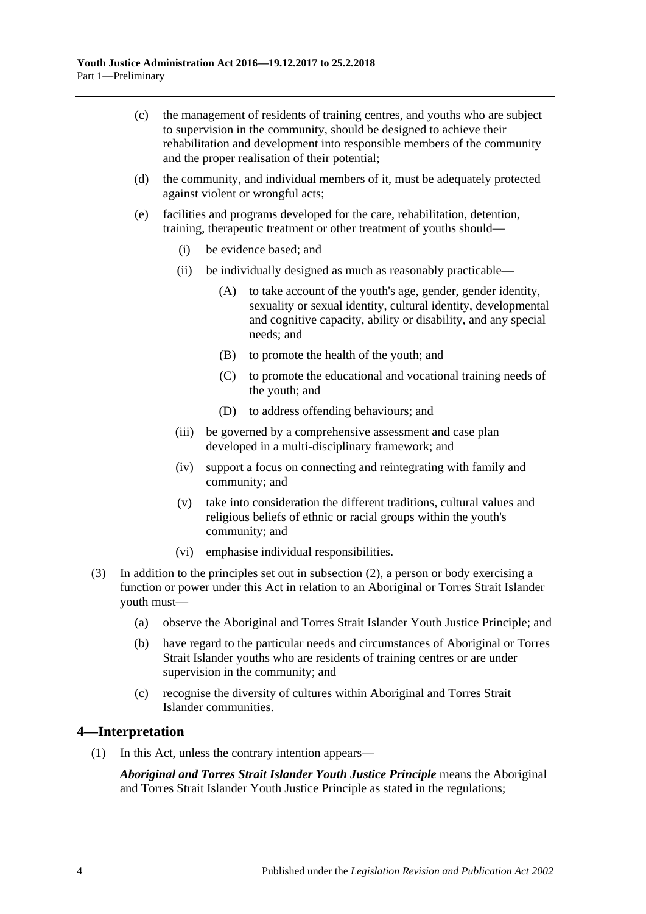(c) the management of residents of training centres, and youths who are subject to supervision in the community, should be designed to achieve their rehabilitation and development into responsible members of the community and the proper realisation of their potential;

(d) the community, and individual members of it, must be adequately protected against violent or wrongful acts;

(e) facilities and programs developed for the care, rehabilitation, detention, training, therapeutic treatment or other treatment of youths should—

(i) be evidence based; and

(ii) be individually designed as much as reasonably practicable—

(A) to take account of the youth's age, gender, gender identity, sexuality or sexual identity, cultural identity, developmental and cognitive capacity, ability or disability, and any special needs; and

(B) to promote the health of the youth; and

(C) to promote the educational and vocational training needs of the youth; and

(D) to address offending behaviours; and

(iii) be governed by a comprehensive assessment and case plan developed in a multi-disciplinary framework; and

(iv) support a focus on connecting and reintegrating with family and community; and

(v) take into consideration the different traditions, cultural values and religious beliefs of ethnic or racial groups within the youth's community; and

(vi) emphasise individual responsibilities.

(3) In addition to the principles set out in subsection (2), a person or body exercising a function or power under this Act in relation to an Aboriginal or Torres Strait Islander youth must—

(a) observe the Aboriginal and Torres Strait Islander Youth Justice Principle; and

(b) have regard to the particular needs and circumstances of Aboriginal or Torres Strait Islander youths who are residents of training centres or are under supervision in the community; and

(c) recognise the diversity of cultures within Aboriginal and Torres Strait Islander communities.

## 4—Interpretation

(1) In this Act, unless the contrary intention appears—

***Aboriginal and Torres Strait Islander Youth Justice Principle*** means the Aboriginal and Torres Strait Islander Youth Justice Principle as stated in the regulations;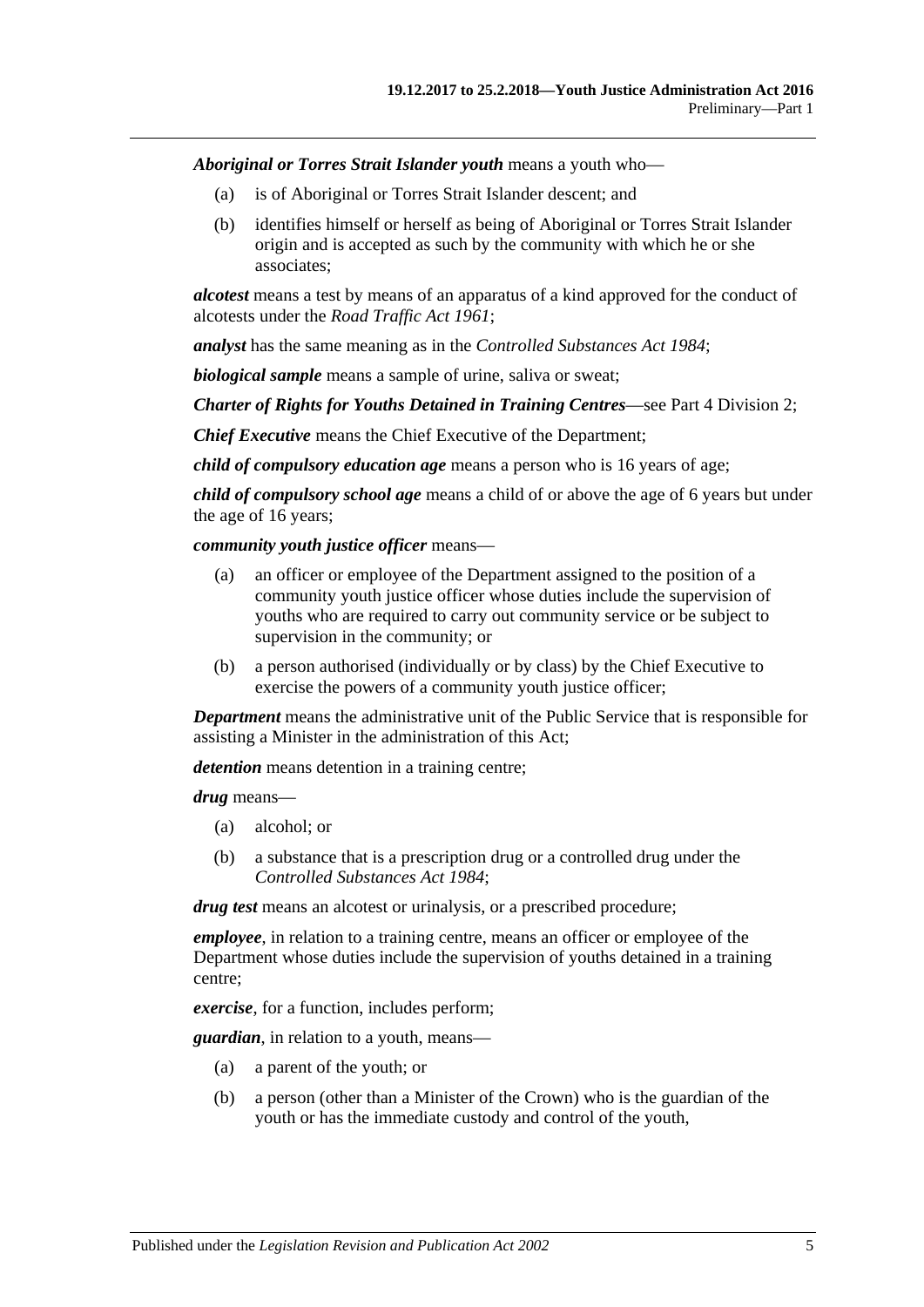***Aboriginal or Torres Strait Islander youth*** means a youth who—

- (a) is of Aboriginal or Torres Strait Islander descent; and
- (b) identifies himself or herself as being of Aboriginal or Torres Strait Islander origin and is accepted as such by the community with which he or she associates;

***alcotest*** means a test by means of an apparatus of a kind approved for the conduct of alcotests under the *Road Traffic Act 1961*;

***analyst*** has the same meaning as in the *Controlled Substances Act 1984*;

***biological sample*** means a sample of urine, saliva or sweat;

***Charter of Rights for Youths Detained in Training Centres***—see Part 4 Division 2;

***Chief Executive*** means the Chief Executive of the Department;

***child of compulsory education age*** means a person who is 16 years of age;

***child of compulsory school age*** means a child of or above the age of 6 years but under the age of 16 years;

***community youth justice officer*** means—

- (a) an officer or employee of the Department assigned to the position of a community youth justice officer whose duties include the supervision of youths who are required to carry out community service or be subject to supervision in the community; or
- (b) a person authorised (individually or by class) by the Chief Executive to exercise the powers of a community youth justice officer;

***Department*** means the administrative unit of the Public Service that is responsible for assisting a Minister in the administration of this Act;

***detention*** means detention in a training centre;

***drug*** means—

- (a) alcohol; or
- (b) a substance that is a prescription drug or a controlled drug under the *Controlled Substances Act 1984*;

***drug test*** means an alcotest or urinalysis, or a prescribed procedure;

***employee***, in relation to a training centre, means an officer or employee of the Department whose duties include the supervision of youths detained in a training centre;

***exercise***, for a function, includes perform;

***guardian***, in relation to a youth, means—

- (a) a parent of the youth; or
- (b) a person (other than a Minister of the Crown) who is the guardian of the youth or has the immediate custody and control of the youth,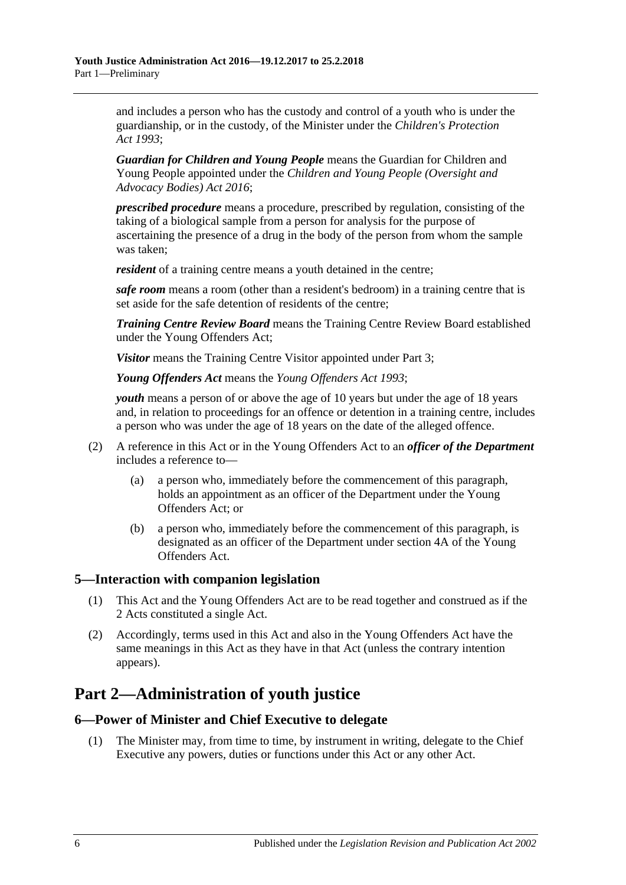and includes a person who has the custody and control of a youth who is under the guardianship, or in the custody, of the Minister under the *Children's Protection Act 1993*;

***Guardian for Children and Young People*** means the Guardian for Children and Young People appointed under the *Children and Young People (Oversight and Advocacy Bodies) Act 2016*;

***prescribed procedure*** means a procedure, prescribed by regulation, consisting of the taking of a biological sample from a person for analysis for the purpose of ascertaining the presence of a drug in the body of the person from whom the sample was taken;

***resident*** of a training centre means a youth detained in the centre;

***safe room*** means a room (other than a resident's bedroom) in a training centre that is set aside for the safe detention of residents of the centre;

***Training Centre Review Board*** means the Training Centre Review Board established under the Young Offenders Act;

***Visitor*** means the Training Centre Visitor appointed under Part 3;

***Young Offenders Act*** means the *Young Offenders Act 1993*;

***youth*** means a person of or above the age of 10 years but under the age of 18 years and, in relation to proceedings for an offence or detention in a training centre, includes a person who was under the age of 18 years on the date of the alleged offence.

(2) A reference in this Act or in the Young Offenders Act to an ***officer of the Department*** includes a reference to—

(a) a person who, immediately before the commencement of this paragraph, holds an appointment as an officer of the Department under the Young Offenders Act; or

(b) a person who, immediately before the commencement of this paragraph, is designated as an officer of the Department under section 4A of the Young Offenders Act.

### 5—Interaction with companion legislation

(1) This Act and the Young Offenders Act are to be read together and construed as if the 2 Acts constituted a single Act.

(2) Accordingly, terms used in this Act and also in the Young Offenders Act have the same meanings in this Act as they have in that Act (unless the contrary intention appears).

## Part 2—Administration of youth justice

### 6—Power of Minister and Chief Executive to delegate

(1) The Minister may, from time to time, by instrument in writing, delegate to the Chief Executive any powers, duties or functions under this Act or any other Act.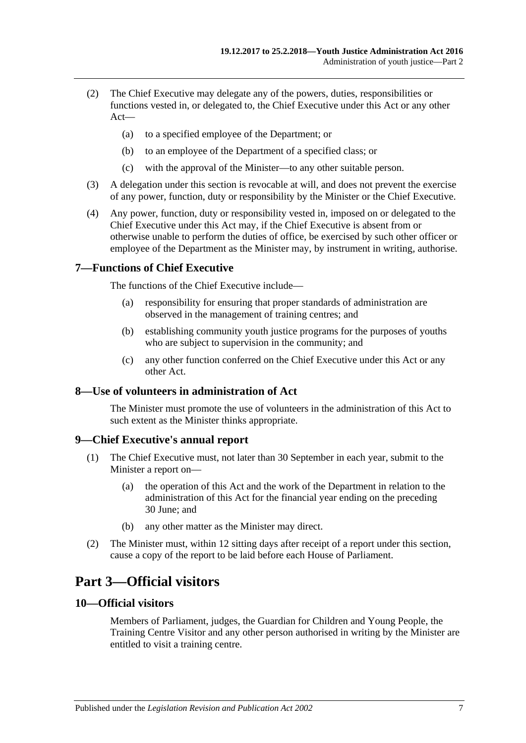(2) The Chief Executive may delegate any of the powers, duties, responsibilities or functions vested in, or delegated to, the Chief Executive under this Act or any other Act—

(a) to a specified employee of the Department; or

(b) to an employee of the Department of a specified class; or

(c) with the approval of the Minister—to any other suitable person.

(3) A delegation under this section is revocable at will, and does not prevent the exercise of any power, function, duty or responsibility by the Minister or the Chief Executive.

(4) Any power, function, duty or responsibility vested in, imposed on or delegated to the Chief Executive under this Act may, if the Chief Executive is absent from or otherwise unable to perform the duties of office, be exercised by such other officer or employee of the Department as the Minister may, by instrument in writing, authorise.

### 7—Functions of Chief Executive

The functions of the Chief Executive include—

(a) responsibility for ensuring that proper standards of administration are observed in the management of training centres; and

(b) establishing community youth justice programs for the purposes of youths who are subject to supervision in the community; and

(c) any other function conferred on the Chief Executive under this Act or any other Act.

### 8—Use of volunteers in administration of Act

The Minister must promote the use of volunteers in the administration of this Act to such extent as the Minister thinks appropriate.

### 9—Chief Executive's annual report

(1) The Chief Executive must, not later than 30 September in each year, submit to the Minister a report on—

(a) the operation of this Act and the work of the Department in relation to the administration of this Act for the financial year ending on the preceding 30 June; and

(b) any other matter as the Minister may direct.

(2) The Minister must, within 12 sitting days after receipt of a report under this section, cause a copy of the report to be laid before each House of Parliament.

## Part 3—Official visitors

### 10—Official visitors

Members of Parliament, judges, the Guardian for Children and Young People, the Training Centre Visitor and any other person authorised in writing by the Minister are entitled to visit a training centre.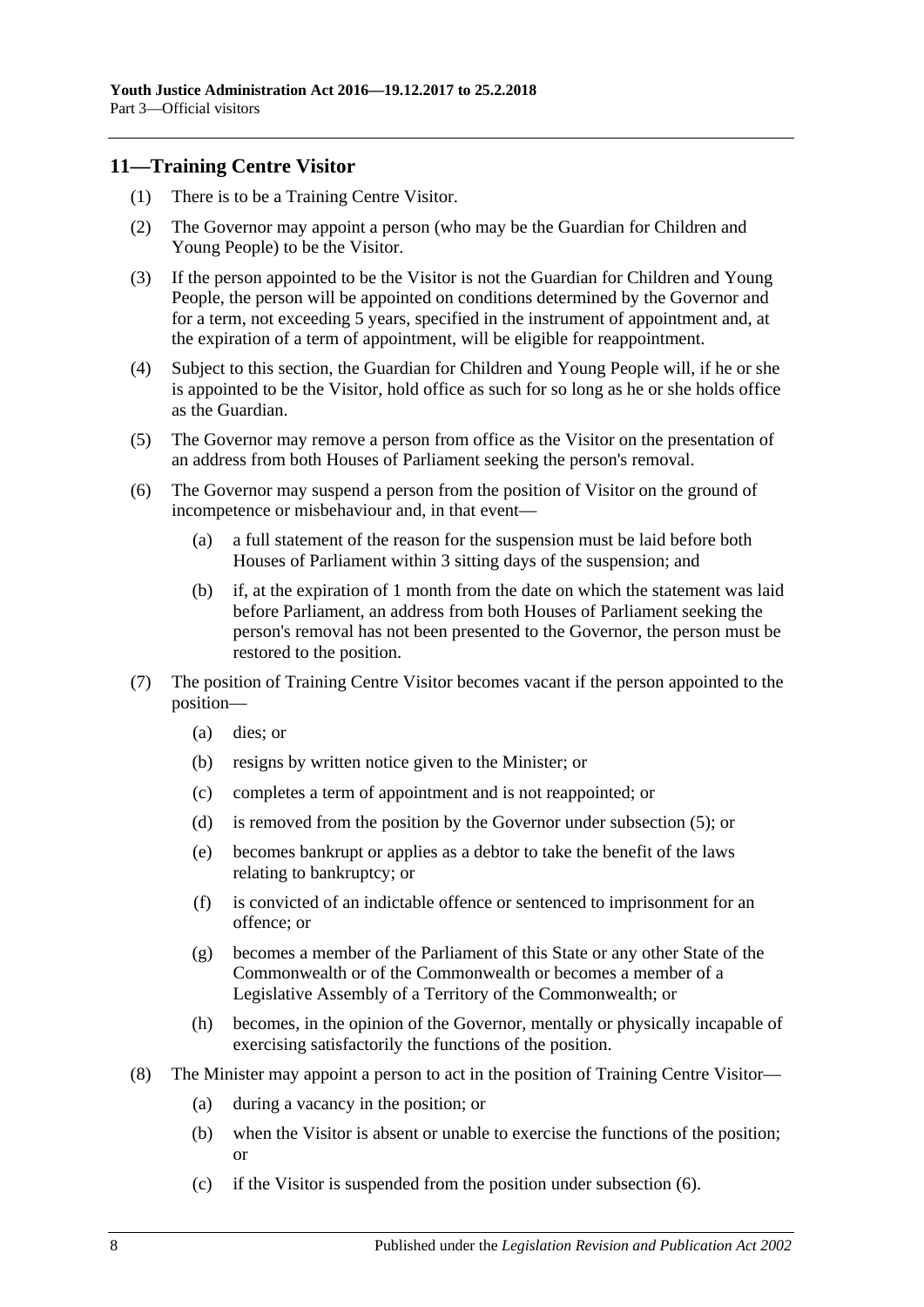## 11—Training Centre Visitor

(1) There is to be a Training Centre Visitor.

(2) The Governor may appoint a person (who may be the Guardian for Children and Young People) to be the Visitor.

(3) If the person appointed to be the Visitor is not the Guardian for Children and Young People, the person will be appointed on conditions determined by the Governor and for a term, not exceeding 5 years, specified in the instrument of appointment and, at the expiration of a term of appointment, will be eligible for reappointment.

(4) Subject to this section, the Guardian for Children and Young People will, if he or she is appointed to be the Visitor, hold office as such for so long as he or she holds office as the Guardian.

(5) The Governor may remove a person from office as the Visitor on the presentation of an address from both Houses of Parliament seeking the person's removal.

(6) The Governor may suspend a person from the position of Visitor on the ground of incompetence or misbehaviour and, in that event—

(a) a full statement of the reason for the suspension must be laid before both Houses of Parliament within 3 sitting days of the suspension; and

(b) if, at the expiration of 1 month from the date on which the statement was laid before Parliament, an address from both Houses of Parliament seeking the person's removal has not been presented to the Governor, the person must be restored to the position.

(7) The position of Training Centre Visitor becomes vacant if the person appointed to the position—

(a) dies; or

(b) resigns by written notice given to the Minister; or

(c) completes a term of appointment and is not reappointed; or

(d) is removed from the position by the Governor under subsection (5); or

(e) becomes bankrupt or applies as a debtor to take the benefit of the laws relating to bankruptcy; or

(f) is convicted of an indictable offence or sentenced to imprisonment for an offence; or

(g) becomes a member of the Parliament of this State or any other State of the Commonwealth or of the Commonwealth or becomes a member of a Legislative Assembly of a Territory of the Commonwealth; or

(h) becomes, in the opinion of the Governor, mentally or physically incapable of exercising satisfactorily the functions of the position.

(8) The Minister may appoint a person to act in the position of Training Centre Visitor—

(a) during a vacancy in the position; or

(b) when the Visitor is absent or unable to exercise the functions of the position; or

(c) if the Visitor is suspended from the position under subsection (6).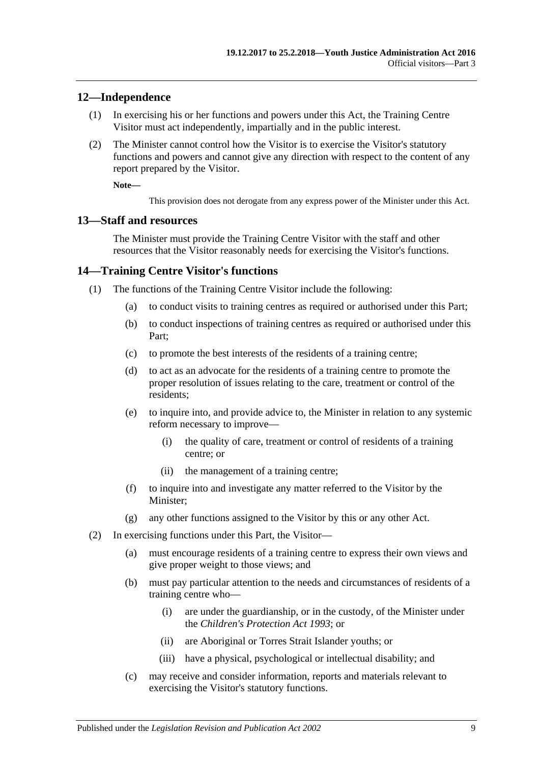## 12—Independence

(1) In exercising his or her functions and powers under this Act, the Training Centre Visitor must act independently, impartially and in the public interest.

(2) The Minister cannot control how the Visitor is to exercise the Visitor's statutory functions and powers and cannot give any direction with respect to the content of any report prepared by the Visitor.

**Note—**

This provision does not derogate from any express power of the Minister under this Act.

## 13—Staff and resources

The Minister must provide the Training Centre Visitor with the staff and other resources that the Visitor reasonably needs for exercising the Visitor's functions.

## 14—Training Centre Visitor's functions

(1) The functions of the Training Centre Visitor include the following:

- (a) to conduct visits to training centres as required or authorised under this Part;
- (b) to conduct inspections of training centres as required or authorised under this Part;
- (c) to promote the best interests of the residents of a training centre;
- (d) to act as an advocate for the residents of a training centre to promote the proper resolution of issues relating to the care, treatment or control of the residents;
- (e) to inquire into, and provide advice to, the Minister in relation to any systemic reform necessary to improve—
  - (i) the quality of care, treatment or control of residents of a training centre; or
  - (ii) the management of a training centre;
- (f) to inquire into and investigate any matter referred to the Visitor by the Minister;
- (g) any other functions assigned to the Visitor by this or any other Act.

(2) In exercising functions under this Part, the Visitor—

- (a) must encourage residents of a training centre to express their own views and give proper weight to those views; and
- (b) must pay particular attention to the needs and circumstances of residents of a training centre who—
  - (i) are under the guardianship, or in the custody, of the Minister under the *Children's Protection Act 1993*; or
  - (ii) are Aboriginal or Torres Strait Islander youths; or
  - (iii) have a physical, psychological or intellectual disability; and
- (c) may receive and consider information, reports and materials relevant to exercising the Visitor's statutory functions.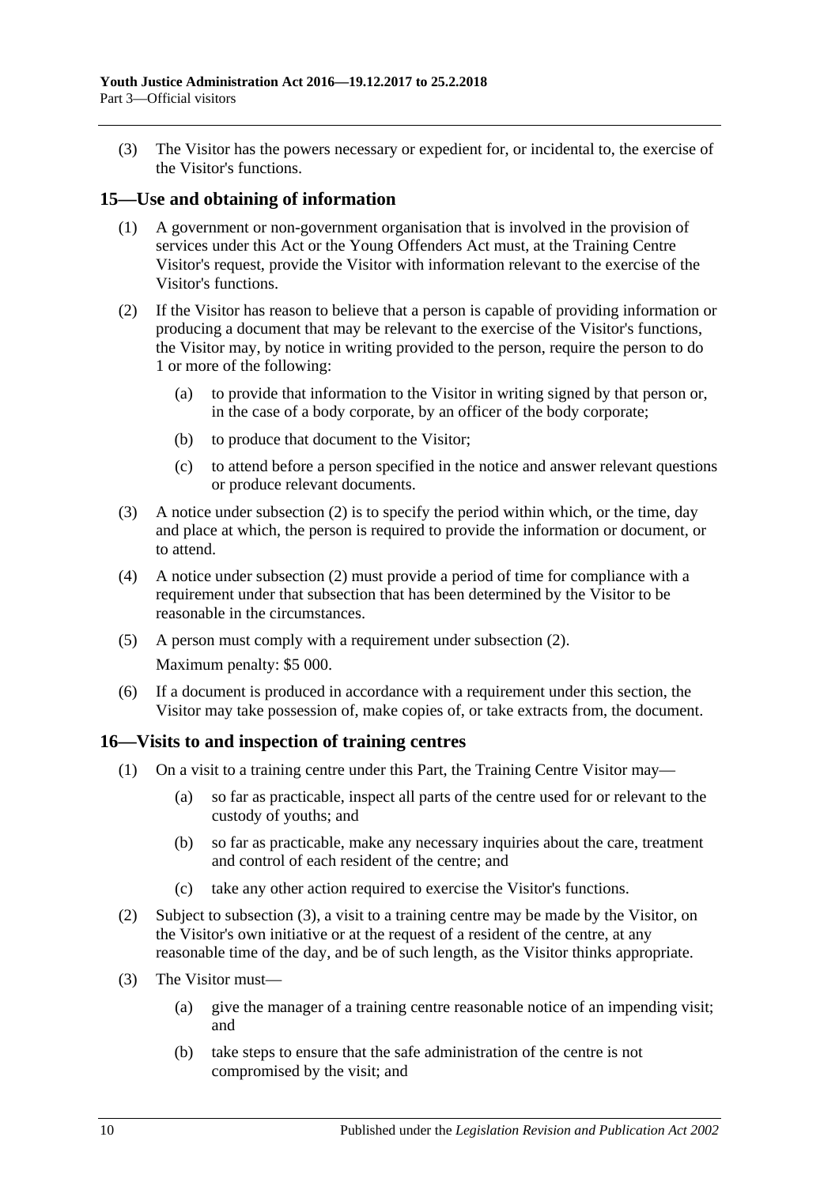(3) The Visitor has the powers necessary or expedient for, or incidental to, the exercise of the Visitor's functions.

## 15—Use and obtaining of information

(1) A government or non-government organisation that is involved in the provision of services under this Act or the Young Offenders Act must, at the Training Centre Visitor's request, provide the Visitor with information relevant to the exercise of the Visitor's functions.

(2) If the Visitor has reason to believe that a person is capable of providing information or producing a document that may be relevant to the exercise of the Visitor's functions, the Visitor may, by notice in writing provided to the person, require the person to do 1 or more of the following:

(a) to provide that information to the Visitor in writing signed by that person or, in the case of a body corporate, by an officer of the body corporate;

(b) to produce that document to the Visitor;

(c) to attend before a person specified in the notice and answer relevant questions or produce relevant documents.

(3) A notice under subsection (2) is to specify the period within which, or the time, day and place at which, the person is required to provide the information or document, or to attend.

(4) A notice under subsection (2) must provide a period of time for compliance with a requirement under that subsection that has been determined by the Visitor to be reasonable in the circumstances.

(5) A person must comply with a requirement under subsection (2).

Maximum penalty: $5 000.

(6) If a document is produced in accordance with a requirement under this section, the Visitor may take possession of, make copies of, or take extracts from, the document.

## 16—Visits to and inspection of training centres

(1) On a visit to a training centre under this Part, the Training Centre Visitor may—

(a) so far as practicable, inspect all parts of the centre used for or relevant to the custody of youths; and

(b) so far as practicable, make any necessary inquiries about the care, treatment and control of each resident of the centre; and

(c) take any other action required to exercise the Visitor's functions.

(2) Subject to subsection (3), a visit to a training centre may be made by the Visitor, on the Visitor's own initiative or at the request of a resident of the centre, at any reasonable time of the day, and be of such length, as the Visitor thinks appropriate.

(3) The Visitor must—

(a) give the manager of a training centre reasonable notice of an impending visit; and

(b) take steps to ensure that the safe administration of the centre is not compromised by the visit; and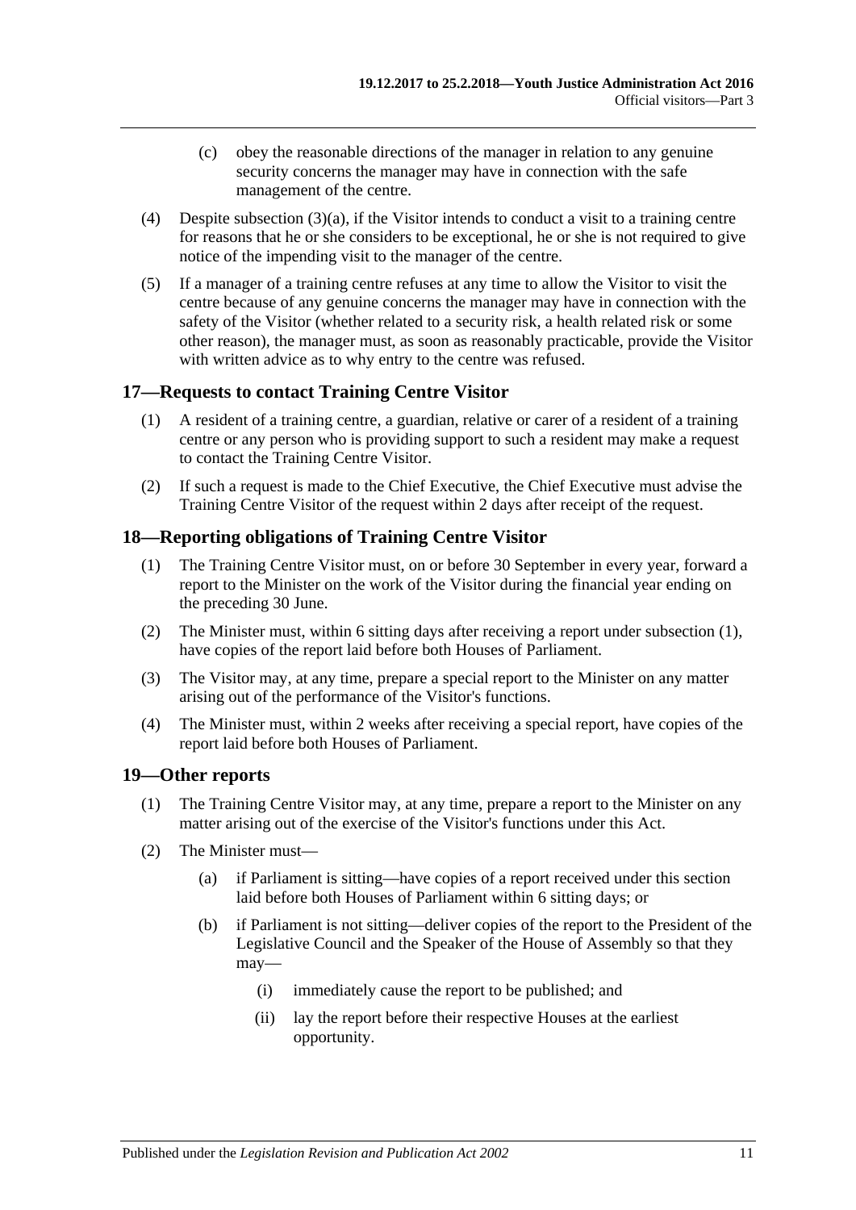(c) obey the reasonable directions of the manager in relation to any genuine security concerns the manager may have in connection with the safe management of the centre.

(4) Despite subsection (3)(a), if the Visitor intends to conduct a visit to a training centre for reasons that he or she considers to be exceptional, he or she is not required to give notice of the impending visit to the manager of the centre.

(5) If a manager of a training centre refuses at any time to allow the Visitor to visit the centre because of any genuine concerns the manager may have in connection with the safety of the Visitor (whether related to a security risk, a health related risk or some other reason), the manager must, as soon as reasonably practicable, provide the Visitor with written advice as to why entry to the centre was refused.

## 17—Requests to contact Training Centre Visitor

(1) A resident of a training centre, a guardian, relative or carer of a resident of a training centre or any person who is providing support to such a resident may make a request to contact the Training Centre Visitor.

(2) If such a request is made to the Chief Executive, the Chief Executive must advise the Training Centre Visitor of the request within 2 days after receipt of the request.

## 18—Reporting obligations of Training Centre Visitor

(1) The Training Centre Visitor must, on or before 30 September in every year, forward a report to the Minister on the work of the Visitor during the financial year ending on the preceding 30 June.

(2) The Minister must, within 6 sitting days after receiving a report under subsection (1), have copies of the report laid before both Houses of Parliament.

(3) The Visitor may, at any time, prepare a special report to the Minister on any matter arising out of the performance of the Visitor's functions.

(4) The Minister must, within 2 weeks after receiving a special report, have copies of the report laid before both Houses of Parliament.

## 19—Other reports

(1) The Training Centre Visitor may, at any time, prepare a report to the Minister on any matter arising out of the exercise of the Visitor's functions under this Act.

(2) The Minister must—

(a) if Parliament is sitting—have copies of a report received under this section laid before both Houses of Parliament within 6 sitting days; or

(b) if Parliament is not sitting—deliver copies of the report to the President of the Legislative Council and the Speaker of the House of Assembly so that they may—

(i) immediately cause the report to be published; and

(ii) lay the report before their respective Houses at the earliest opportunity.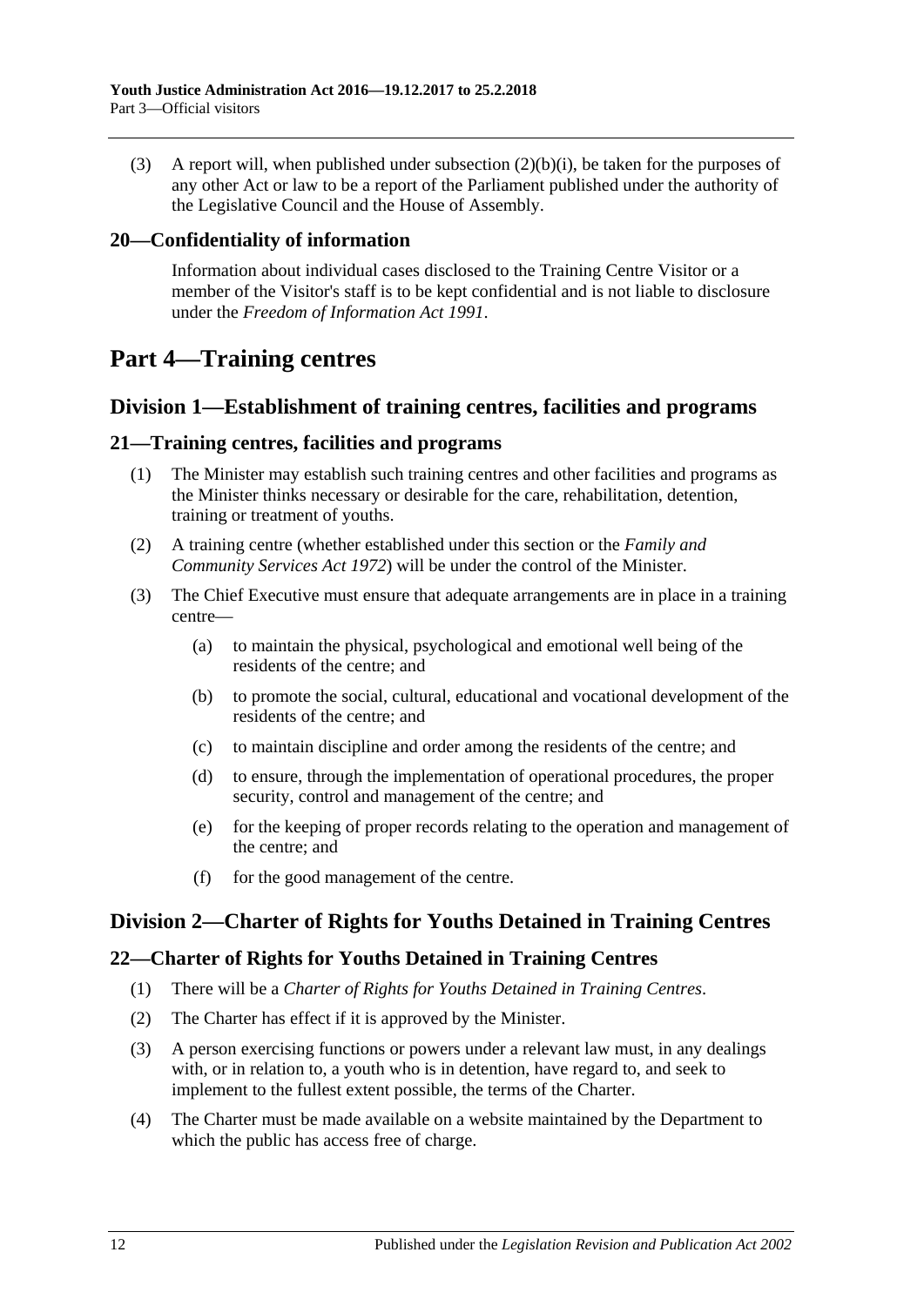(3) A report will, when published under subsection (2)(b)(i), be taken for the purposes of any other Act or law to be a report of the Parliament published under the authority of the Legislative Council and the House of Assembly.

### 20—Confidentiality of information

Information about individual cases disclosed to the Training Centre Visitor or a member of the Visitor's staff is to be kept confidential and is not liable to disclosure under the *Freedom of Information Act 1991*.

# Part 4—Training centres

## Division 1—Establishment of training centres, facilities and programs

### 21—Training centres, facilities and programs

(1) The Minister may establish such training centres and other facilities and programs as the Minister thinks necessary or desirable for the care, rehabilitation, detention, training or treatment of youths.

(2) A training centre (whether established under this section or the *Family and Community Services Act 1972*) will be under the control of the Minister.

(3) The Chief Executive must ensure that adequate arrangements are in place in a training centre—

(a) to maintain the physical, psychological and emotional well being of the residents of the centre; and

(b) to promote the social, cultural, educational and vocational development of the residents of the centre; and

(c) to maintain discipline and order among the residents of the centre; and

(d) to ensure, through the implementation of operational procedures, the proper security, control and management of the centre; and

(e) for the keeping of proper records relating to the operation and management of the centre; and

(f) for the good management of the centre.

## Division 2—Charter of Rights for Youths Detained in Training Centres

### 22—Charter of Rights for Youths Detained in Training Centres

(1) There will be a *Charter of Rights for Youths Detained in Training Centres*.

(2) The Charter has effect if it is approved by the Minister.

(3) A person exercising functions or powers under a relevant law must, in any dealings with, or in relation to, a youth who is in detention, have regard to, and seek to implement to the fullest extent possible, the terms of the Charter.

(4) The Charter must be made available on a website maintained by the Department to which the public has access free of charge.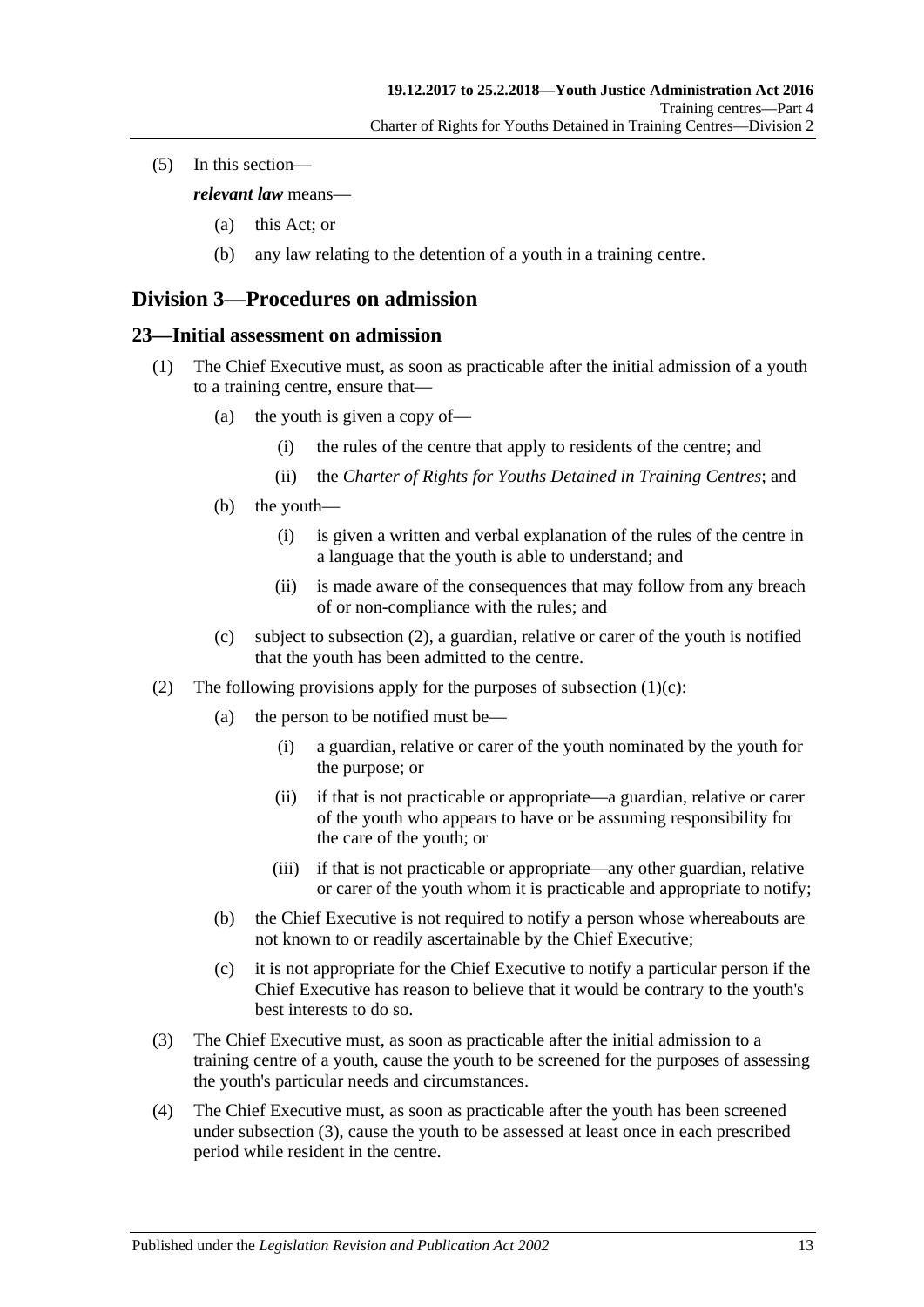(5) In this section—

***relevant law*** means—

(a) this Act; or

(b) any law relating to the detention of a youth in a training centre.

## Division 3—Procedures on admission

### 23—Initial assessment on admission

(1) The Chief Executive must, as soon as practicable after the initial admission of a youth to a training centre, ensure that—

(a) the youth is given a copy of—

(i) the rules of the centre that apply to residents of the centre; and

(ii) the *Charter of Rights for Youths Detained in Training Centres*; and

(b) the youth—

(i) is given a written and verbal explanation of the rules of the centre in a language that the youth is able to understand; and

(ii) is made aware of the consequences that may follow from any breach of or non-compliance with the rules; and

(c) subject to subsection (2), a guardian, relative or carer of the youth is notified that the youth has been admitted to the centre.

(2) The following provisions apply for the purposes of subsection (1)(c):

(a) the person to be notified must be—

(i) a guardian, relative or carer of the youth nominated by the youth for the purpose; or

(ii) if that is not practicable or appropriate—a guardian, relative or carer of the youth who appears to have or be assuming responsibility for the care of the youth; or

(iii) if that is not practicable or appropriate—any other guardian, relative or carer of the youth whom it is practicable and appropriate to notify;

(b) the Chief Executive is not required to notify a person whose whereabouts are not known to or readily ascertainable by the Chief Executive;

(c) it is not appropriate for the Chief Executive to notify a particular person if the Chief Executive has reason to believe that it would be contrary to the youth's best interests to do so.

(3) The Chief Executive must, as soon as practicable after the initial admission to a training centre of a youth, cause the youth to be screened for the purposes of assessing the youth's particular needs and circumstances.

(4) The Chief Executive must, as soon as practicable after the youth has been screened under subsection (3), cause the youth to be assessed at least once in each prescribed period while resident in the centre.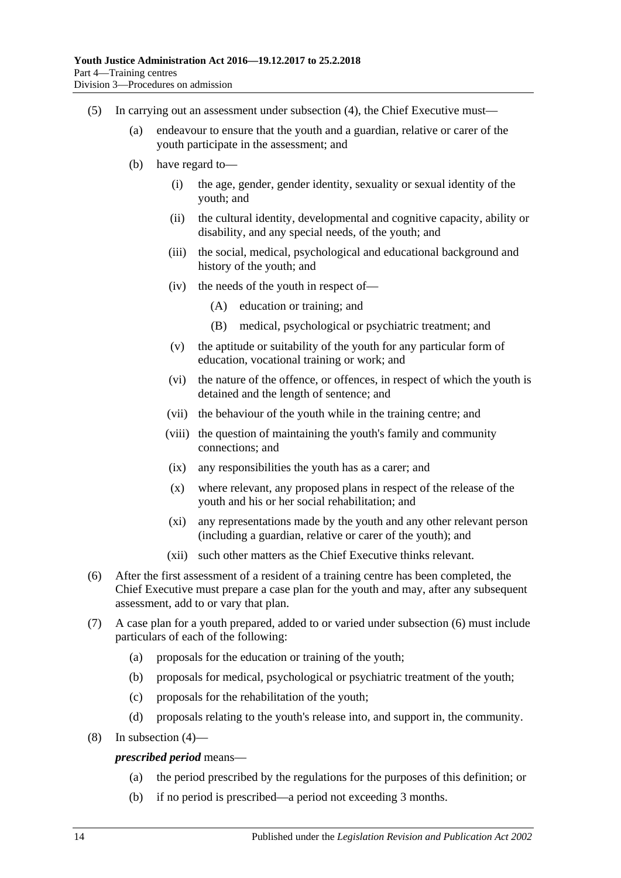(5) In carrying out an assessment under subsection (4), the Chief Executive must—

  (a) endeavour to ensure that the youth and a guardian, relative or carer of the youth participate in the assessment; and

  (b) have regard to—

    (i) the age, gender, gender identity, sexuality or sexual identity of the youth; and

    (ii) the cultural identity, developmental and cognitive capacity, ability or disability, and any special needs, of the youth; and

    (iii) the social, medical, psychological and educational background and history of the youth; and

    (iv) the needs of the youth in respect of—

      (A) education or training; and

      (B) medical, psychological or psychiatric treatment; and

    (v) the aptitude or suitability of the youth for any particular form of education, vocational training or work; and

    (vi) the nature of the offence, or offences, in respect of which the youth is detained and the length of sentence; and

    (vii) the behaviour of the youth while in the training centre; and

    (viii) the question of maintaining the youth's family and community connections; and

    (ix) any responsibilities the youth has as a carer; and

    (x) where relevant, any proposed plans in respect of the release of the youth and his or her social rehabilitation; and

    (xi) any representations made by the youth and any other relevant person (including a guardian, relative or carer of the youth); and

    (xii) such other matters as the Chief Executive thinks relevant.

(6) After the first assessment of a resident of a training centre has been completed, the Chief Executive must prepare a case plan for the youth and may, after any subsequent assessment, add to or vary that plan.

(7) A case plan for a youth prepared, added to or varied under subsection (6) must include particulars of each of the following:

  (a) proposals for the education or training of the youth;

  (b) proposals for medical, psychological or psychiatric treatment of the youth;

  (c) proposals for the rehabilitation of the youth;

  (d) proposals relating to the youth's release into, and support in, the community.

(8) In subsection (4)—

***prescribed period*** means—

  (a) the period prescribed by the regulations for the purposes of this definition; or

  (b) if no period is prescribed—a period not exceeding 3 months.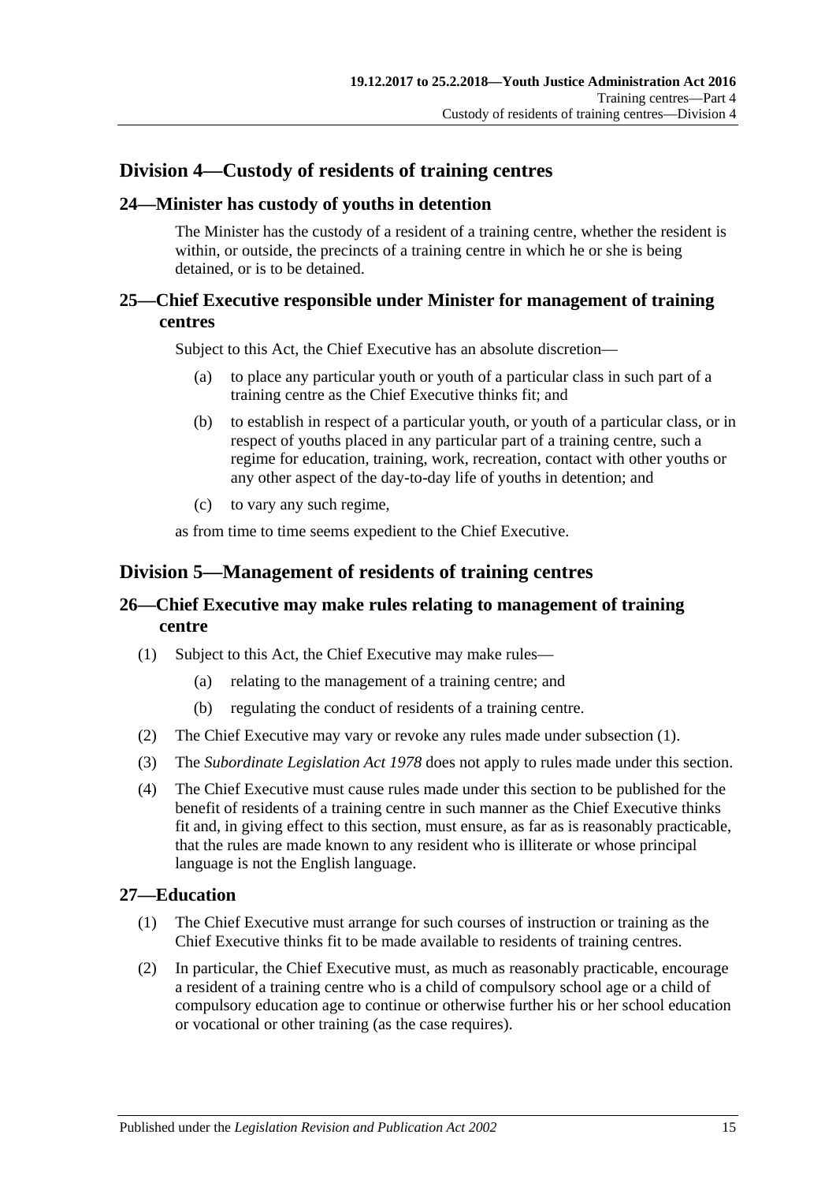## Division 4—Custody of residents of training centres

### 24—Minister has custody of youths in detention

The Minister has the custody of a resident of a training centre, whether the resident is within, or outside, the precincts of a training centre in which he or she is being detained, or is to be detained.

### 25—Chief Executive responsible under Minister for management of training centres

Subject to this Act, the Chief Executive has an absolute discretion—

(a) to place any particular youth or youth of a particular class in such part of a training centre as the Chief Executive thinks fit; and

(b) to establish in respect of a particular youth, or youth of a particular class, or in respect of youths placed in any particular part of a training centre, such a regime for education, training, work, recreation, contact with other youths or any other aspect of the day-to-day life of youths in detention; and

(c) to vary any such regime,

as from time to time seems expedient to the Chief Executive.

## Division 5—Management of residents of training centres

### 26—Chief Executive may make rules relating to management of training centre

(1) Subject to this Act, the Chief Executive may make rules—

(a) relating to the management of a training centre; and

(b) regulating the conduct of residents of a training centre.

(2) The Chief Executive may vary or revoke any rules made under subsection (1).

(3) The *Subordinate Legislation Act 1978* does not apply to rules made under this section.

(4) The Chief Executive must cause rules made under this section to be published for the benefit of residents of a training centre in such manner as the Chief Executive thinks fit and, in giving effect to this section, must ensure, as far as is reasonably practicable, that the rules are made known to any resident who is illiterate or whose principal language is not the English language.

### 27—Education

(1) The Chief Executive must arrange for such courses of instruction or training as the Chief Executive thinks fit to be made available to residents of training centres.

(2) In particular, the Chief Executive must, as much as reasonably practicable, encourage a resident of a training centre who is a child of compulsory school age or a child of compulsory education age to continue or otherwise further his or her school education or vocational or other training (as the case requires).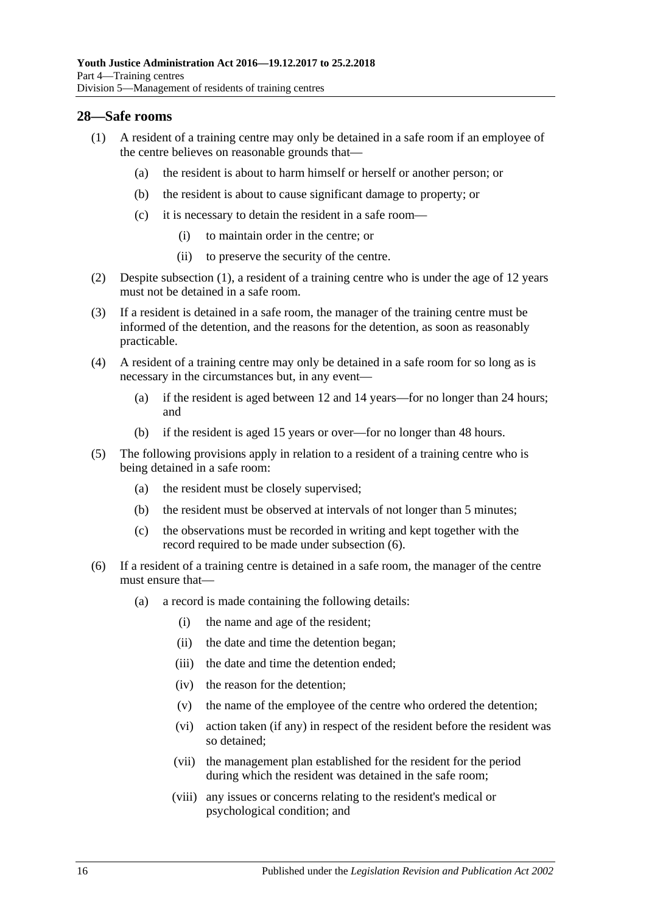## 28—Safe rooms

(1) A resident of a training centre may only be detained in a safe room if an employee of the centre believes on reasonable grounds that—

(a) the resident is about to harm himself or herself or another person; or

(b) the resident is about to cause significant damage to property; or

(c) it is necessary to detain the resident in a safe room—

(i) to maintain order in the centre; or

(ii) to preserve the security of the centre.

(2) Despite subsection (1), a resident of a training centre who is under the age of 12 years must not be detained in a safe room.

(3) If a resident is detained in a safe room, the manager of the training centre must be informed of the detention, and the reasons for the detention, as soon as reasonably practicable.

(4) A resident of a training centre may only be detained in a safe room for so long as is necessary in the circumstances but, in any event—

(a) if the resident is aged between 12 and 14 years—for no longer than 24 hours; and

(b) if the resident is aged 15 years or over—for no longer than 48 hours.

(5) The following provisions apply in relation to a resident of a training centre who is being detained in a safe room:

(a) the resident must be closely supervised;

(b) the resident must be observed at intervals of not longer than 5 minutes;

(c) the observations must be recorded in writing and kept together with the record required to be made under subsection (6).

(6) If a resident of a training centre is detained in a safe room, the manager of the centre must ensure that—

(a) a record is made containing the following details:

(i) the name and age of the resident;

(ii) the date and time the detention began;

(iii) the date and time the detention ended;

(iv) the reason for the detention;

(v) the name of the employee of the centre who ordered the detention;

(vi) action taken (if any) in respect of the resident before the resident was so detained;

(vii) the management plan established for the resident for the period during which the resident was detained in the safe room;

(viii) any issues or concerns relating to the resident's medical or psychological condition; and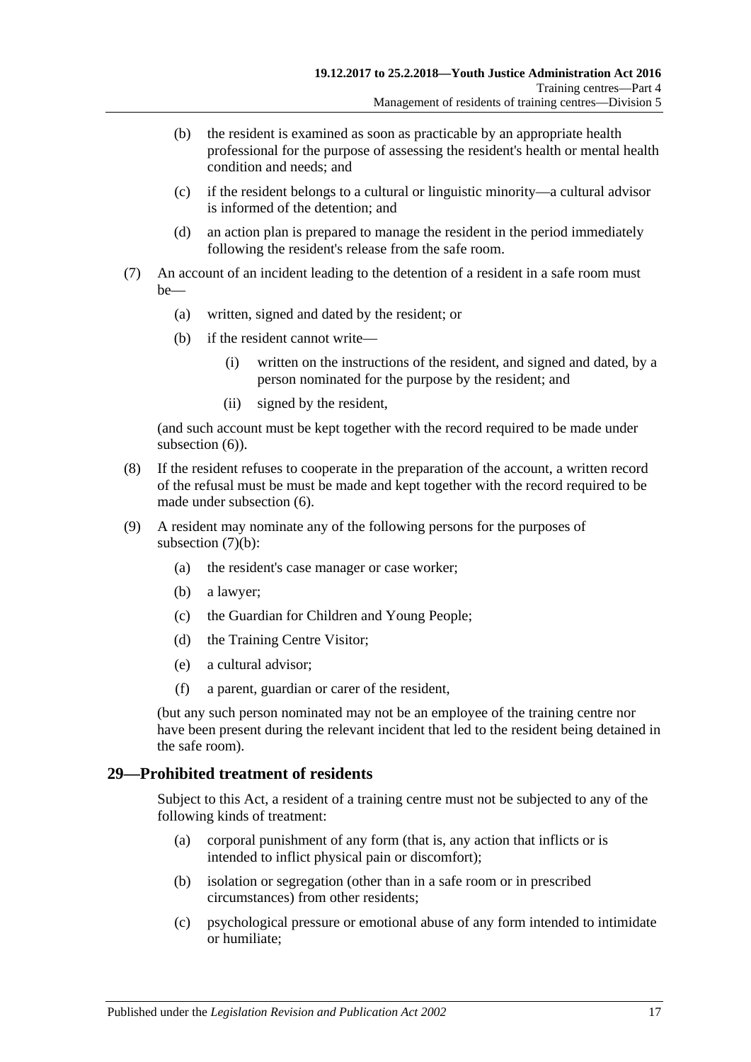(b) the resident is examined as soon as practicable by an appropriate health professional for the purpose of assessing the resident's health or mental health condition and needs; and

(c) if the resident belongs to a cultural or linguistic minority—a cultural advisor is informed of the detention; and

(d) an action plan is prepared to manage the resident in the period immediately following the resident's release from the safe room.

(7) An account of an incident leading to the detention of a resident in a safe room must be—

(a) written, signed and dated by the resident; or

(b) if the resident cannot write—

(i) written on the instructions of the resident, and signed and dated, by a person nominated for the purpose by the resident; and

(ii) signed by the resident,

(and such account must be kept together with the record required to be made under subsection (6)).

(8) If the resident refuses to cooperate in the preparation of the account, a written record of the refusal must be must be made and kept together with the record required to be made under subsection (6).

(9) A resident may nominate any of the following persons for the purposes of subsection (7)(b):

(a) the resident's case manager or case worker;

(b) a lawyer;

(c) the Guardian for Children and Young People;

(d) the Training Centre Visitor;

(e) a cultural advisor;

(f) a parent, guardian or carer of the resident,

(but any such person nominated may not be an employee of the training centre nor have been present during the relevant incident that led to the resident being detained in the safe room).

## 29—Prohibited treatment of residents

Subject to this Act, a resident of a training centre must not be subjected to any of the following kinds of treatment:

(a) corporal punishment of any form (that is, any action that inflicts or is intended to inflict physical pain or discomfort);

(b) isolation or segregation (other than in a safe room or in prescribed circumstances) from other residents;

(c) psychological pressure or emotional abuse of any form intended to intimidate or humiliate;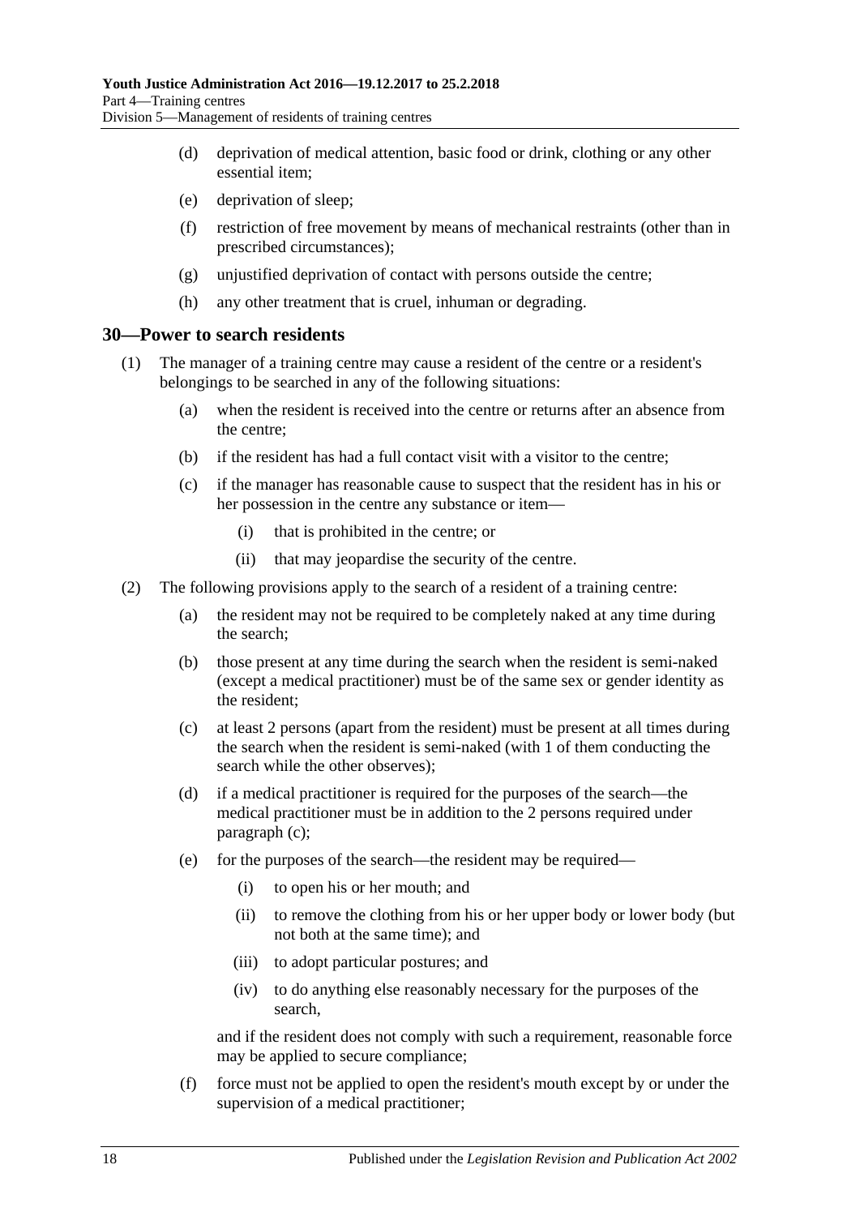(d) deprivation of medical attention, basic food or drink, clothing or any other essential item;

(e) deprivation of sleep;

(f) restriction of free movement by means of mechanical restraints (other than in prescribed circumstances);

(g) unjustified deprivation of contact with persons outside the centre;

(h) any other treatment that is cruel, inhuman or degrading.

## 30—Power to search residents

(1) The manager of a training centre may cause a resident of the centre or a resident's belongings to be searched in any of the following situations:

(a) when the resident is received into the centre or returns after an absence from the centre;

(b) if the resident has had a full contact visit with a visitor to the centre;

(c) if the manager has reasonable cause to suspect that the resident has in his or her possession in the centre any substance or item—

(i) that is prohibited in the centre; or

(ii) that may jeopardise the security of the centre.

(2) The following provisions apply to the search of a resident of a training centre:

(a) the resident may not be required to be completely naked at any time during the search;

(b) those present at any time during the search when the resident is semi-naked (except a medical practitioner) must be of the same sex or gender identity as the resident;

(c) at least 2 persons (apart from the resident) must be present at all times during the search when the resident is semi-naked (with 1 of them conducting the search while the other observes);

(d) if a medical practitioner is required for the purposes of the search—the medical practitioner must be in addition to the 2 persons required under paragraph (c);

(e) for the purposes of the search—the resident may be required—

(i) to open his or her mouth; and

(ii) to remove the clothing from his or her upper body or lower body (but not both at the same time); and

(iii) to adopt particular postures; and

(iv) to do anything else reasonably necessary for the purposes of the search,

and if the resident does not comply with such a requirement, reasonable force may be applied to secure compliance;

(f) force must not be applied to open the resident's mouth except by or under the supervision of a medical practitioner;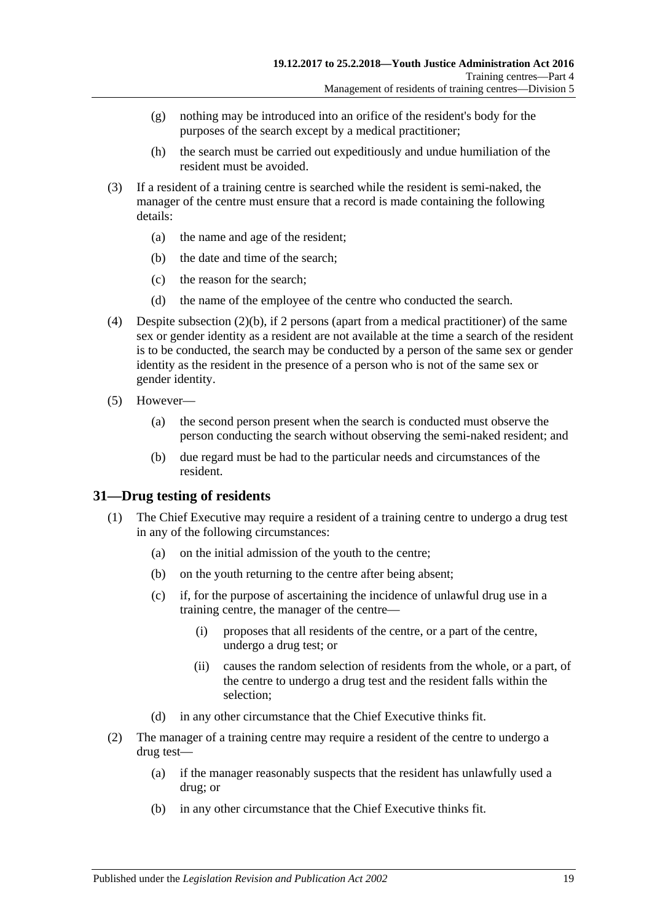(g) nothing may be introduced into an orifice of the resident's body for the purposes of the search except by a medical practitioner;

(h) the search must be carried out expeditiously and undue humiliation of the resident must be avoided.

(3) If a resident of a training centre is searched while the resident is semi-naked, the manager of the centre must ensure that a record is made containing the following details:

(a) the name and age of the resident;

(b) the date and time of the search;

(c) the reason for the search;

(d) the name of the employee of the centre who conducted the search.

(4) Despite subsection (2)(b), if 2 persons (apart from a medical practitioner) of the same sex or gender identity as a resident are not available at the time a search of the resident is to be conducted, the search may be conducted by a person of the same sex or gender identity as the resident in the presence of a person who is not of the same sex or gender identity.

(5) However—

(a) the second person present when the search is conducted must observe the person conducting the search without observing the semi-naked resident; and

(b) due regard must be had to the particular needs and circumstances of the resident.

## 31—Drug testing of residents

(1) The Chief Executive may require a resident of a training centre to undergo a drug test in any of the following circumstances:

(a) on the initial admission of the youth to the centre;

(b) on the youth returning to the centre after being absent;

(c) if, for the purpose of ascertaining the incidence of unlawful drug use in a training centre, the manager of the centre—

(i) proposes that all residents of the centre, or a part of the centre, undergo a drug test; or

(ii) causes the random selection of residents from the whole, or a part, of the centre to undergo a drug test and the resident falls within the selection;

(d) in any other circumstance that the Chief Executive thinks fit.

(2) The manager of a training centre may require a resident of the centre to undergo a drug test—

(a) if the manager reasonably suspects that the resident has unlawfully used a drug; or

(b) in any other circumstance that the Chief Executive thinks fit.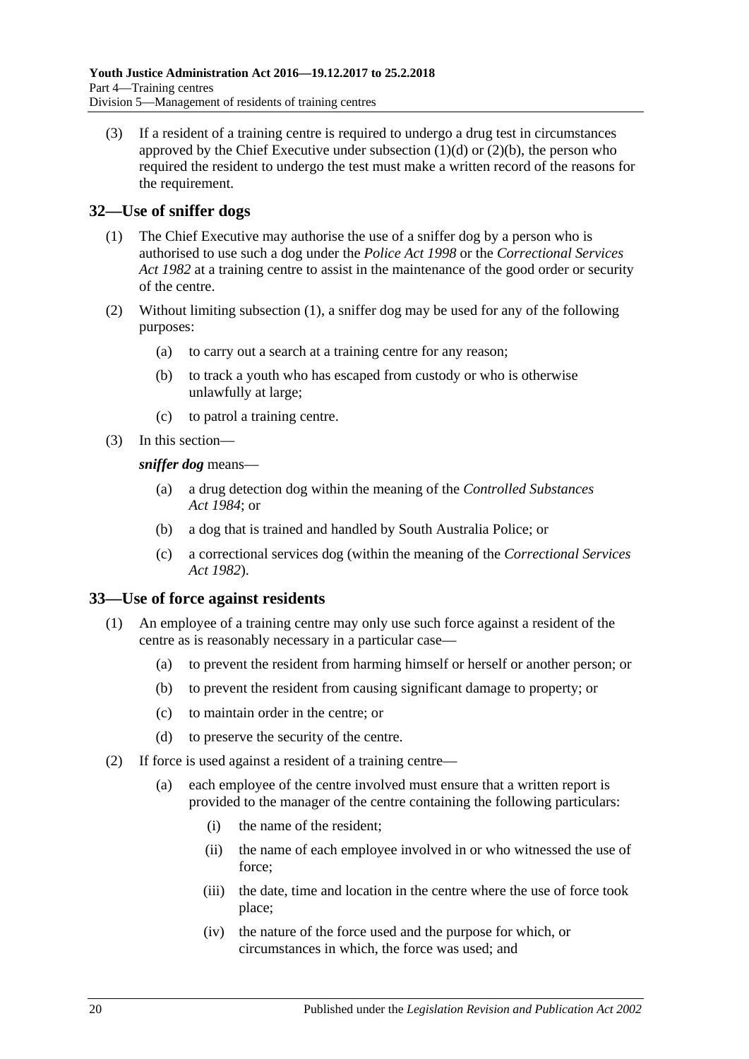(3) If a resident of a training centre is required to undergo a drug test in circumstances approved by the Chief Executive under subsection (1)(d) or (2)(b), the person who required the resident to undergo the test must make a written record of the reasons for the requirement.

## 32—Use of sniffer dogs

(1) The Chief Executive may authorise the use of a sniffer dog by a person who is authorised to use such a dog under the *Police Act 1998* or the *Correctional Services Act 1982* at a training centre to assist in the maintenance of the good order or security of the centre.

(2) Without limiting subsection (1), a sniffer dog may be used for any of the following purposes:

- (a) to carry out a search at a training centre for any reason;
- (b) to track a youth who has escaped from custody or who is otherwise unlawfully at large;
- (c) to patrol a training centre.

(3) In this section—

***sniffer dog*** means—

- (a) a drug detection dog within the meaning of the *Controlled Substances Act 1984*; or
- (b) a dog that is trained and handled by South Australia Police; or
- (c) a correctional services dog (within the meaning of the *Correctional Services Act 1982*).

## 33—Use of force against residents

(1) An employee of a training centre may only use such force against a resident of the centre as is reasonably necessary in a particular case—

- (a) to prevent the resident from harming himself or herself or another person; or
- (b) to prevent the resident from causing significant damage to property; or
- (c) to maintain order in the centre; or
- (d) to preserve the security of the centre.

(2) If force is used against a resident of a training centre—

- (a) each employee of the centre involved must ensure that a written report is provided to the manager of the centre containing the following particulars:
  - (i) the name of the resident;
  - (ii) the name of each employee involved in or who witnessed the use of force;
  - (iii) the date, time and location in the centre where the use of force took place;
  - (iv) the nature of the force used and the purpose for which, or circumstances in which, the force was used; and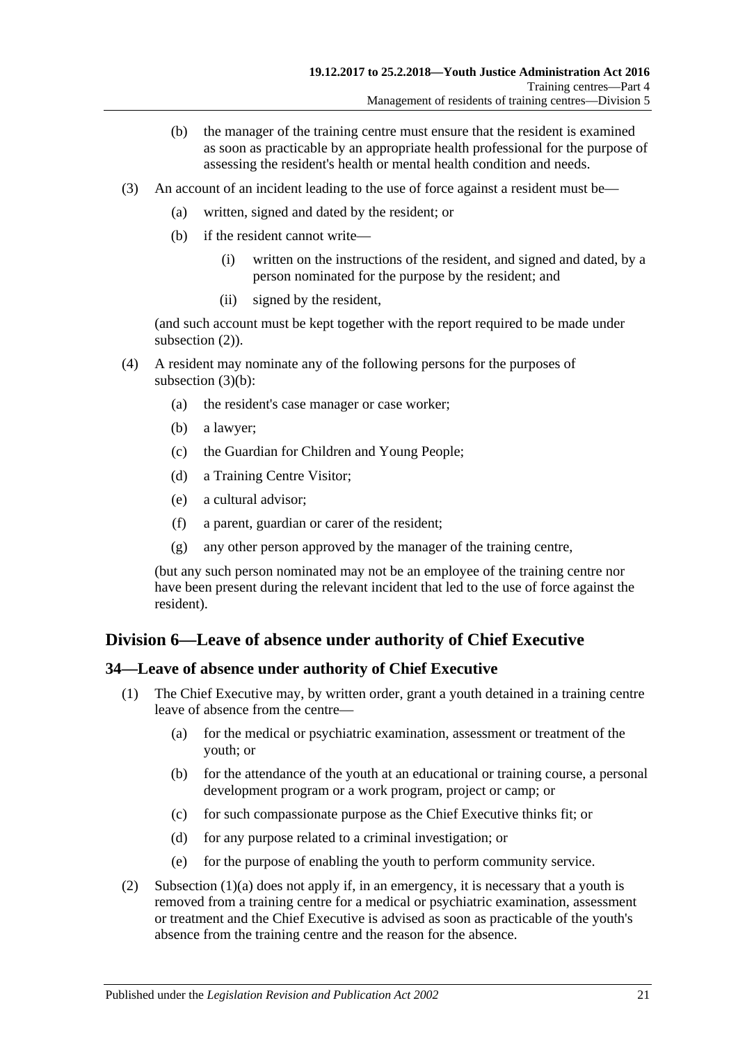(b) the manager of the training centre must ensure that the resident is examined as soon as practicable by an appropriate health professional for the purpose of assessing the resident's health or mental health condition and needs.

(3) An account of an incident leading to the use of force against a resident must be—

(a) written, signed and dated by the resident; or

(b) if the resident cannot write—

(i) written on the instructions of the resident, and signed and dated, by a person nominated for the purpose by the resident; and

(ii) signed by the resident,

(and such account must be kept together with the report required to be made under subsection (2)).

(4) A resident may nominate any of the following persons for the purposes of subsection (3)(b):

(a) the resident's case manager or case worker;

(b) a lawyer;

(c) the Guardian for Children and Young People;

(d) a Training Centre Visitor;

(e) a cultural advisor;

(f) a parent, guardian or carer of the resident;

(g) any other person approved by the manager of the training centre,

(but any such person nominated may not be an employee of the training centre nor have been present during the relevant incident that led to the use of force against the resident).

## Division 6—Leave of absence under authority of Chief Executive

### 34—Leave of absence under authority of Chief Executive

(1) The Chief Executive may, by written order, grant a youth detained in a training centre leave of absence from the centre—

(a) for the medical or psychiatric examination, assessment or treatment of the youth; or

(b) for the attendance of the youth at an educational or training course, a personal development program or a work program, project or camp; or

(c) for such compassionate purpose as the Chief Executive thinks fit; or

(d) for any purpose related to a criminal investigation; or

(e) for the purpose of enabling the youth to perform community service.

(2) Subsection (1)(a) does not apply if, in an emergency, it is necessary that a youth is removed from a training centre for a medical or psychiatric examination, assessment or treatment and the Chief Executive is advised as soon as practicable of the youth's absence from the training centre and the reason for the absence.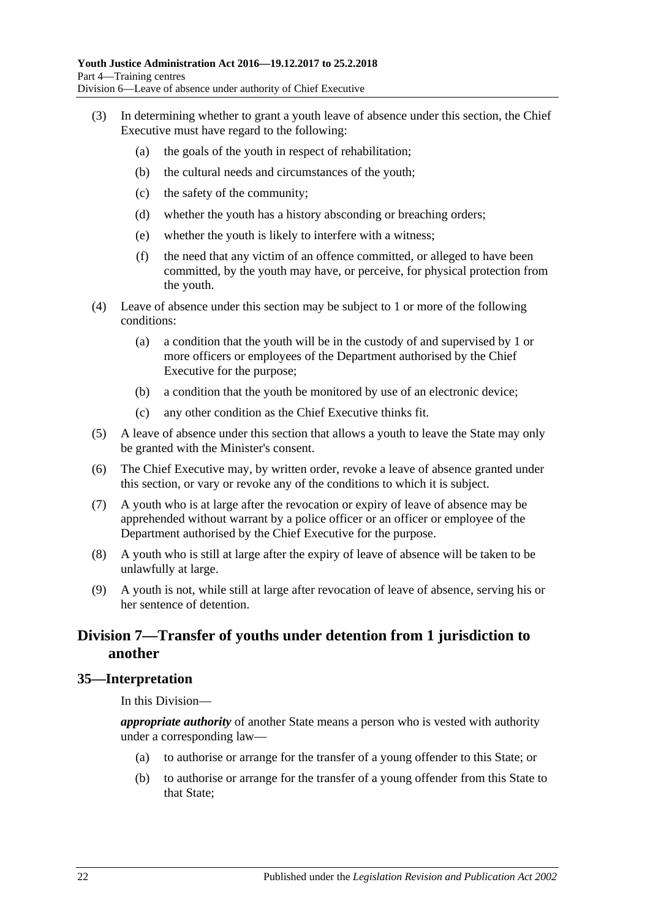(3) In determining whether to grant a youth leave of absence under this section, the Chief Executive must have regard to the following:

  (a) the goals of the youth in respect of rehabilitation;

  (b) the cultural needs and circumstances of the youth;

  (c) the safety of the community;

  (d) whether the youth has a history absconding or breaching orders;

  (e) whether the youth is likely to interfere with a witness;

  (f) the need that any victim of an offence committed, or alleged to have been committed, by the youth may have, or perceive, for physical protection from the youth.

(4) Leave of absence under this section may be subject to 1 or more of the following conditions:

  (a) a condition that the youth will be in the custody of and supervised by 1 or more officers or employees of the Department authorised by the Chief Executive for the purpose;

  (b) a condition that the youth be monitored by use of an electronic device;

  (c) any other condition as the Chief Executive thinks fit.

(5) A leave of absence under this section that allows a youth to leave the State may only be granted with the Minister's consent.

(6) The Chief Executive may, by written order, revoke a leave of absence granted under this section, or vary or revoke any of the conditions to which it is subject.

(7) A youth who is at large after the revocation or expiry of leave of absence may be apprehended without warrant by a police officer or an officer or employee of the Department authorised by the Chief Executive for the purpose.

(8) A youth who is still at large after the expiry of leave of absence will be taken to be unlawfully at large.

(9) A youth is not, while still at large after revocation of leave of absence, serving his or her sentence of detention.

## Division 7—Transfer of youths under detention from 1 jurisdiction to another

### 35—Interpretation

In this Division—

***appropriate authority*** of another State means a person who is vested with authority under a corresponding law—

  (a) to authorise or arrange for the transfer of a young offender to this State; or

  (b) to authorise or arrange for the transfer of a young offender from this State to that State;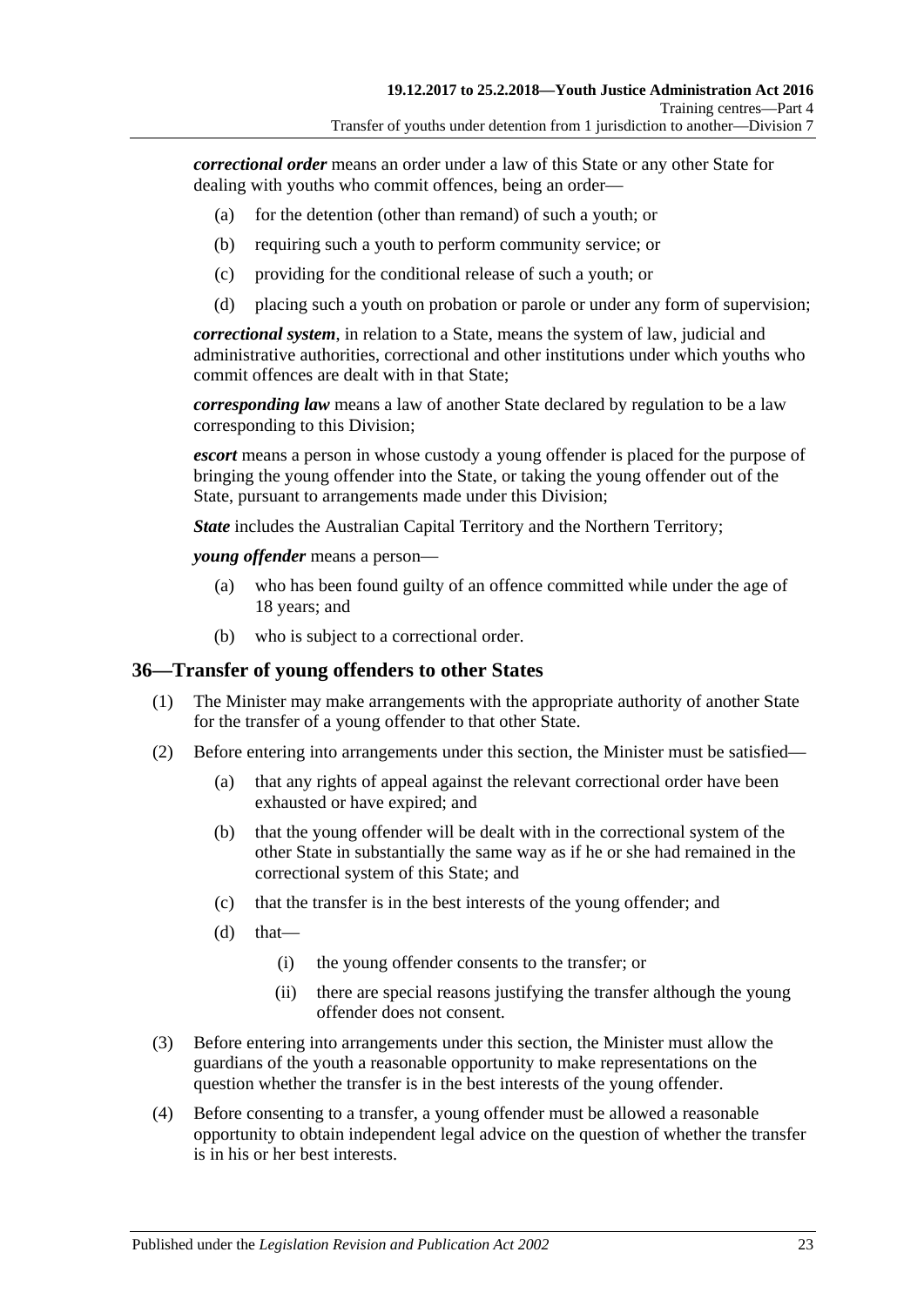***correctional order*** means an order under a law of this State or any other State for dealing with youths who commit offences, being an order—

- (a) for the detention (other than remand) of such a youth; or
- (b) requiring such a youth to perform community service; or
- (c) providing for the conditional release of such a youth; or
- (d) placing such a youth on probation or parole or under any form of supervision;

***correctional system***, in relation to a State, means the system of law, judicial and administrative authorities, correctional and other institutions under which youths who commit offences are dealt with in that State;

***corresponding law*** means a law of another State declared by regulation to be a law corresponding to this Division;

***escort*** means a person in whose custody a young offender is placed for the purpose of bringing the young offender into the State, or taking the young offender out of the State, pursuant to arrangements made under this Division;

***State*** includes the Australian Capital Territory and the Northern Territory;

***young offender*** means a person—

- (a) who has been found guilty of an offence committed while under the age of 18 years; and
- (b) who is subject to a correctional order.

## 36—Transfer of young offenders to other States

(1) The Minister may make arrangements with the appropriate authority of another State for the transfer of a young offender to that other State.

(2) Before entering into arrangements under this section, the Minister must be satisfied—

- (a) that any rights of appeal against the relevant correctional order have been exhausted or have expired; and
- (b) that the young offender will be dealt with in the correctional system of the other State in substantially the same way as if he or she had remained in the correctional system of this State; and
- (c) that the transfer is in the best interests of the young offender; and
- (d) that—
  - (i) the young offender consents to the transfer; or
  - (ii) there are special reasons justifying the transfer although the young offender does not consent.

(3) Before entering into arrangements under this section, the Minister must allow the guardians of the youth a reasonable opportunity to make representations on the question whether the transfer is in the best interests of the young offender.

(4) Before consenting to a transfer, a young offender must be allowed a reasonable opportunity to obtain independent legal advice on the question of whether the transfer is in his or her best interests.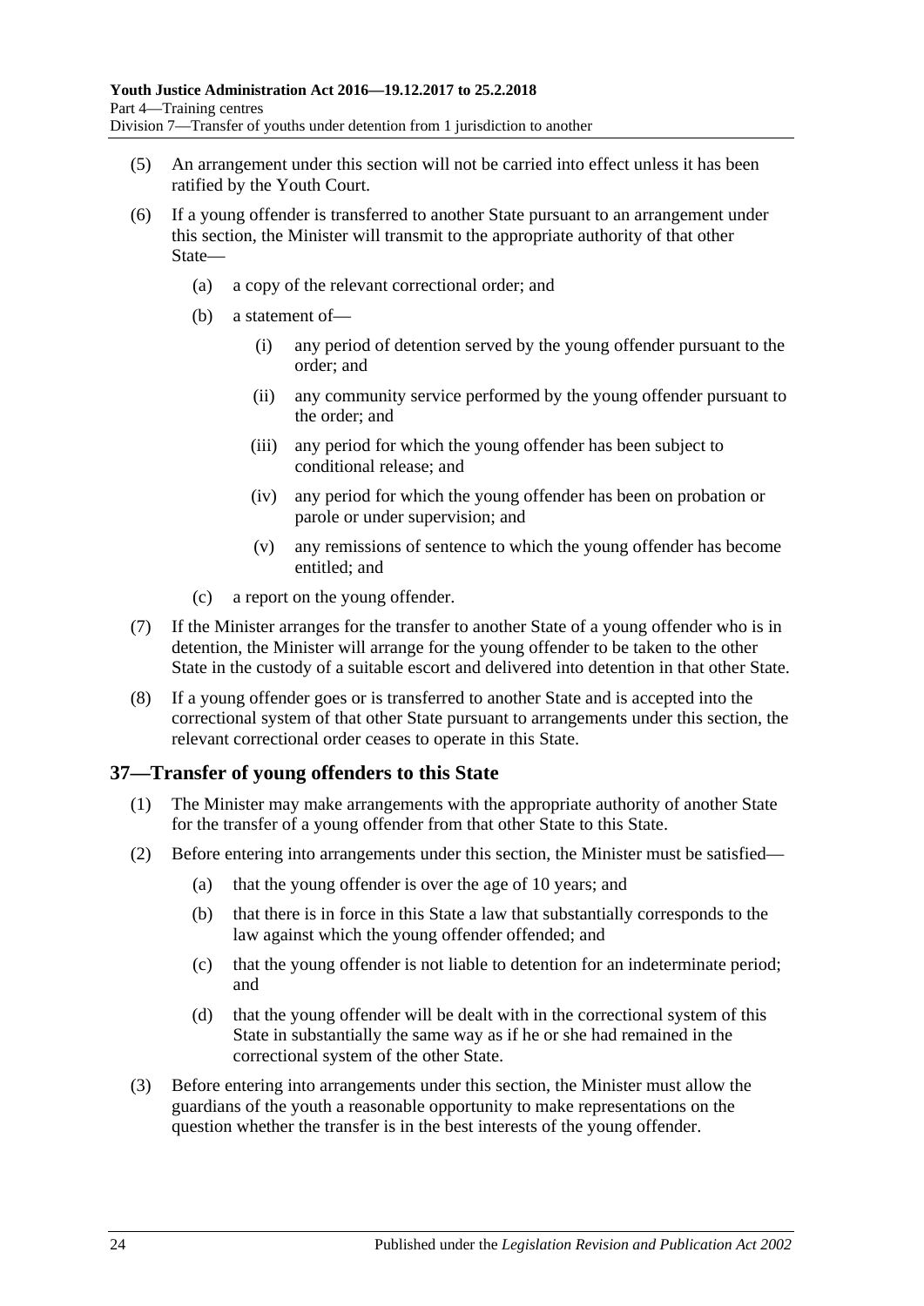(5) An arrangement under this section will not be carried into effect unless it has been ratified by the Youth Court.

(6) If a young offender is transferred to another State pursuant to an arrangement under this section, the Minister will transmit to the appropriate authority of that other State—

(a) a copy of the relevant correctional order; and

(b) a statement of—

(i) any period of detention served by the young offender pursuant to the order; and

(ii) any community service performed by the young offender pursuant to the order; and

(iii) any period for which the young offender has been subject to conditional release; and

(iv) any period for which the young offender has been on probation or parole or under supervision; and

(v) any remissions of sentence to which the young offender has become entitled; and

(c) a report on the young offender.

(7) If the Minister arranges for the transfer to another State of a young offender who is in detention, the Minister will arrange for the young offender to be taken to the other State in the custody of a suitable escort and delivered into detention in that other State.

(8) If a young offender goes or is transferred to another State and is accepted into the correctional system of that other State pursuant to arrangements under this section, the relevant correctional order ceases to operate in this State.

## 37—Transfer of young offenders to this State

(1) The Minister may make arrangements with the appropriate authority of another State for the transfer of a young offender from that other State to this State.

(2) Before entering into arrangements under this section, the Minister must be satisfied—

(a) that the young offender is over the age of 10 years; and

(b) that there is in force in this State a law that substantially corresponds to the law against which the young offender offended; and

(c) that the young offender is not liable to detention for an indeterminate period; and

(d) that the young offender will be dealt with in the correctional system of this State in substantially the same way as if he or she had remained in the correctional system of the other State.

(3) Before entering into arrangements under this section, the Minister must allow the guardians of the youth a reasonable opportunity to make representations on the question whether the transfer is in the best interests of the young offender.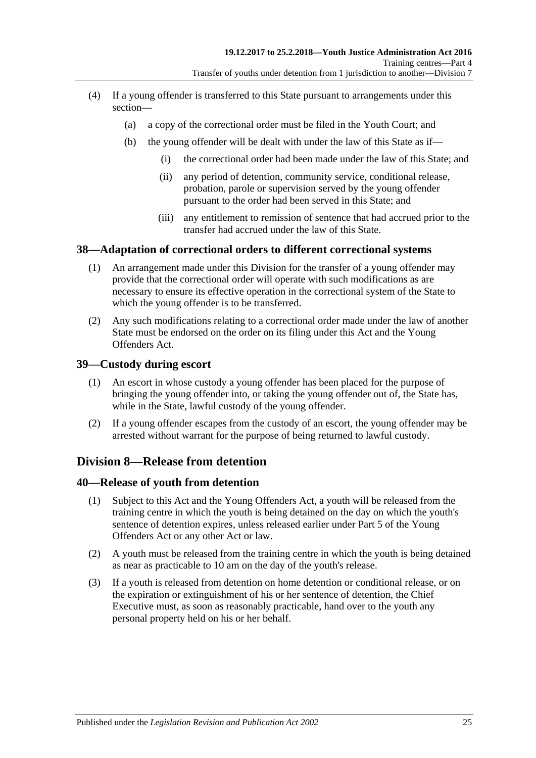(4) If a young offender is transferred to this State pursuant to arrangements under this section—

(a) a copy of the correctional order must be filed in the Youth Court; and

(b) the young offender will be dealt with under the law of this State as if—

(i) the correctional order had been made under the law of this State; and

(ii) any period of detention, community service, conditional release, probation, parole or supervision served by the young offender pursuant to the order had been served in this State; and

(iii) any entitlement to remission of sentence that had accrued prior to the transfer had accrued under the law of this State.

### 38—Adaptation of correctional orders to different correctional systems

(1) An arrangement made under this Division for the transfer of a young offender may provide that the correctional order will operate with such modifications as are necessary to ensure its effective operation in the correctional system of the State to which the young offender is to be transferred.

(2) Any such modifications relating to a correctional order made under the law of another State must be endorsed on the order on its filing under this Act and the Young Offenders Act.

### 39—Custody during escort

(1) An escort in whose custody a young offender has been placed for the purpose of bringing the young offender into, or taking the young offender out of, the State has, while in the State, lawful custody of the young offender.

(2) If a young offender escapes from the custody of an escort, the young offender may be arrested without warrant for the purpose of being returned to lawful custody.

## Division 8—Release from detention

### 40—Release of youth from detention

(1) Subject to this Act and the Young Offenders Act, a youth will be released from the training centre in which the youth is being detained on the day on which the youth's sentence of detention expires, unless released earlier under Part 5 of the Young Offenders Act or any other Act or law.

(2) A youth must be released from the training centre in which the youth is being detained as near as practicable to 10 am on the day of the youth's release.

(3) If a youth is released from detention on home detention or conditional release, or on the expiration or extinguishment of his or her sentence of detention, the Chief Executive must, as soon as reasonably practicable, hand over to the youth any personal property held on his or her behalf.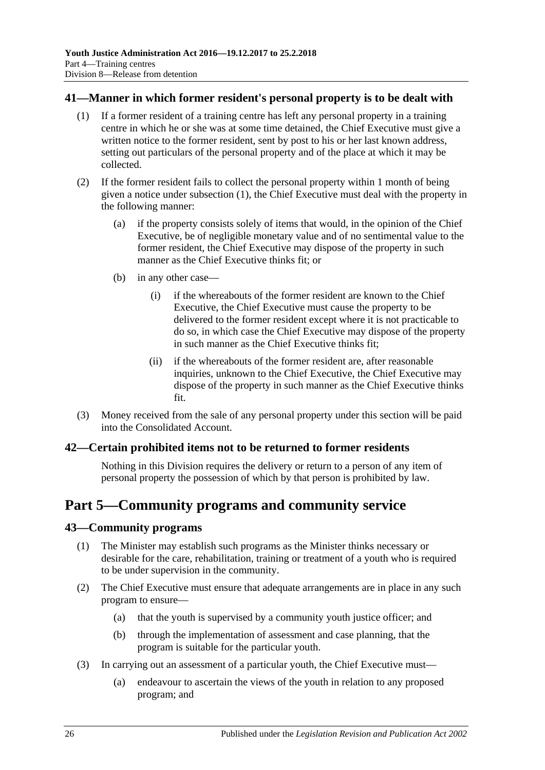## 41—Manner in which former resident's personal property is to be dealt with

(1) If a former resident of a training centre has left any personal property in a training centre in which he or she was at some time detained, the Chief Executive must give a written notice to the former resident, sent by post to his or her last known address, setting out particulars of the personal property and of the place at which it may be collected.

(2) If the former resident fails to collect the personal property within 1 month of being given a notice under subsection (1), the Chief Executive must deal with the property in the following manner:

(a) if the property consists solely of items that would, in the opinion of the Chief Executive, be of negligible monetary value and of no sentimental value to the former resident, the Chief Executive may dispose of the property in such manner as the Chief Executive thinks fit; or

(b) in any other case—

(i) if the whereabouts of the former resident are known to the Chief Executive, the Chief Executive must cause the property to be delivered to the former resident except where it is not practicable to do so, in which case the Chief Executive may dispose of the property in such manner as the Chief Executive thinks fit;

(ii) if the whereabouts of the former resident are, after reasonable inquiries, unknown to the Chief Executive, the Chief Executive may dispose of the property in such manner as the Chief Executive thinks fit.

(3) Money received from the sale of any personal property under this section will be paid into the Consolidated Account.

## 42—Certain prohibited items not to be returned to former residents

Nothing in this Division requires the delivery or return to a person of any item of personal property the possession of which by that person is prohibited by law.

# Part 5—Community programs and community service

## 43—Community programs

(1) The Minister may establish such programs as the Minister thinks necessary or desirable for the care, rehabilitation, training or treatment of a youth who is required to be under supervision in the community.

(2) The Chief Executive must ensure that adequate arrangements are in place in any such program to ensure—

(a) that the youth is supervised by a community youth justice officer; and

(b) through the implementation of assessment and case planning, that the program is suitable for the particular youth.

(3) In carrying out an assessment of a particular youth, the Chief Executive must—

(a) endeavour to ascertain the views of the youth in relation to any proposed program; and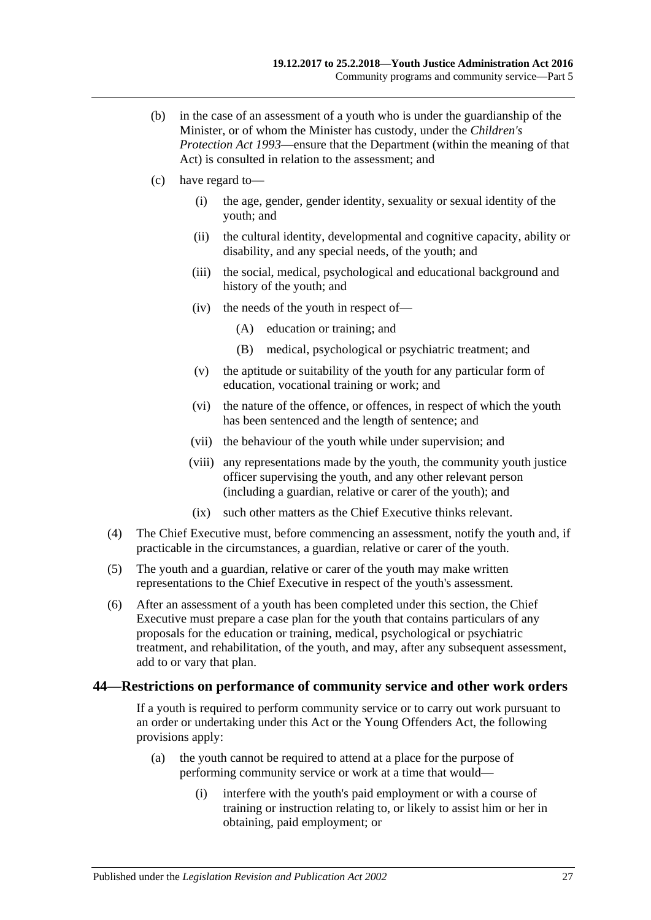(b) in the case of an assessment of a youth who is under the guardianship of the Minister, or of whom the Minister has custody, under the *Children's Protection Act 1993*—ensure that the Department (within the meaning of that Act) is consulted in relation to the assessment; and

(c) have regard to—

(i) the age, gender, gender identity, sexuality or sexual identity of the youth; and

(ii) the cultural identity, developmental and cognitive capacity, ability or disability, and any special needs, of the youth; and

(iii) the social, medical, psychological and educational background and history of the youth; and

(iv) the needs of the youth in respect of—

(A) education or training; and

(B) medical, psychological or psychiatric treatment; and

(v) the aptitude or suitability of the youth for any particular form of education, vocational training or work; and

(vi) the nature of the offence, or offences, in respect of which the youth has been sentenced and the length of sentence; and

(vii) the behaviour of the youth while under supervision; and

(viii) any representations made by the youth, the community youth justice officer supervising the youth, and any other relevant person (including a guardian, relative or carer of the youth); and

(ix) such other matters as the Chief Executive thinks relevant.

(4) The Chief Executive must, before commencing an assessment, notify the youth and, if practicable in the circumstances, a guardian, relative or carer of the youth.

(5) The youth and a guardian, relative or carer of the youth may make written representations to the Chief Executive in respect of the youth's assessment.

(6) After an assessment of a youth has been completed under this section, the Chief Executive must prepare a case plan for the youth that contains particulars of any proposals for the education or training, medical, psychological or psychiatric treatment, and rehabilitation, of the youth, and may, after any subsequent assessment, add to or vary that plan.

## 44—Restrictions on performance of community service and other work orders

If a youth is required to perform community service or to carry out work pursuant to an order or undertaking under this Act or the Young Offenders Act, the following provisions apply:

(a) the youth cannot be required to attend at a place for the purpose of performing community service or work at a time that would—

(i) interfere with the youth's paid employment or with a course of training or instruction relating to, or likely to assist him or her in obtaining, paid employment; or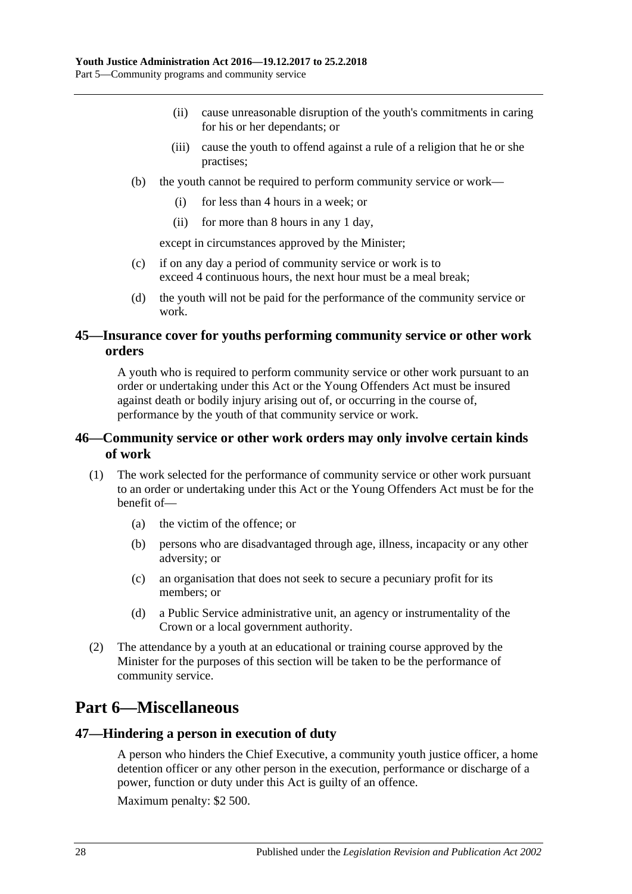(ii) cause unreasonable disruption of the youth's commitments in caring for his or her dependants; or

(iii) cause the youth to offend against a rule of a religion that he or she practises;

(b) the youth cannot be required to perform community service or work—

(i) for less than 4 hours in a week; or

(ii) for more than 8 hours in any 1 day,

except in circumstances approved by the Minister;

(c) if on any day a period of community service or work is to exceed 4 continuous hours, the next hour must be a meal break;

(d) the youth will not be paid for the performance of the community service or work.

### 45—Insurance cover for youths performing community service or other work orders

A youth who is required to perform community service or other work pursuant to an order or undertaking under this Act or the Young Offenders Act must be insured against death or bodily injury arising out of, or occurring in the course of, performance by the youth of that community service or work.

### 46—Community service or other work orders may only involve certain kinds of work

(1) The work selected for the performance of community service or other work pursuant to an order or undertaking under this Act or the Young Offenders Act must be for the benefit of—

(a) the victim of the offence; or

(b) persons who are disadvantaged through age, illness, incapacity or any other adversity; or

(c) an organisation that does not seek to secure a pecuniary profit for its members; or

(d) a Public Service administrative unit, an agency or instrumentality of the Crown or a local government authority.

(2) The attendance by a youth at an educational or training course approved by the Minister for the purposes of this section will be taken to be the performance of community service.

## Part 6—Miscellaneous

### 47—Hindering a person in execution of duty

A person who hinders the Chief Executive, a community youth justice officer, a home detention officer or any other person in the execution, performance or discharge of a power, function or duty under this Act is guilty of an offence.

Maximum penalty: $2 500.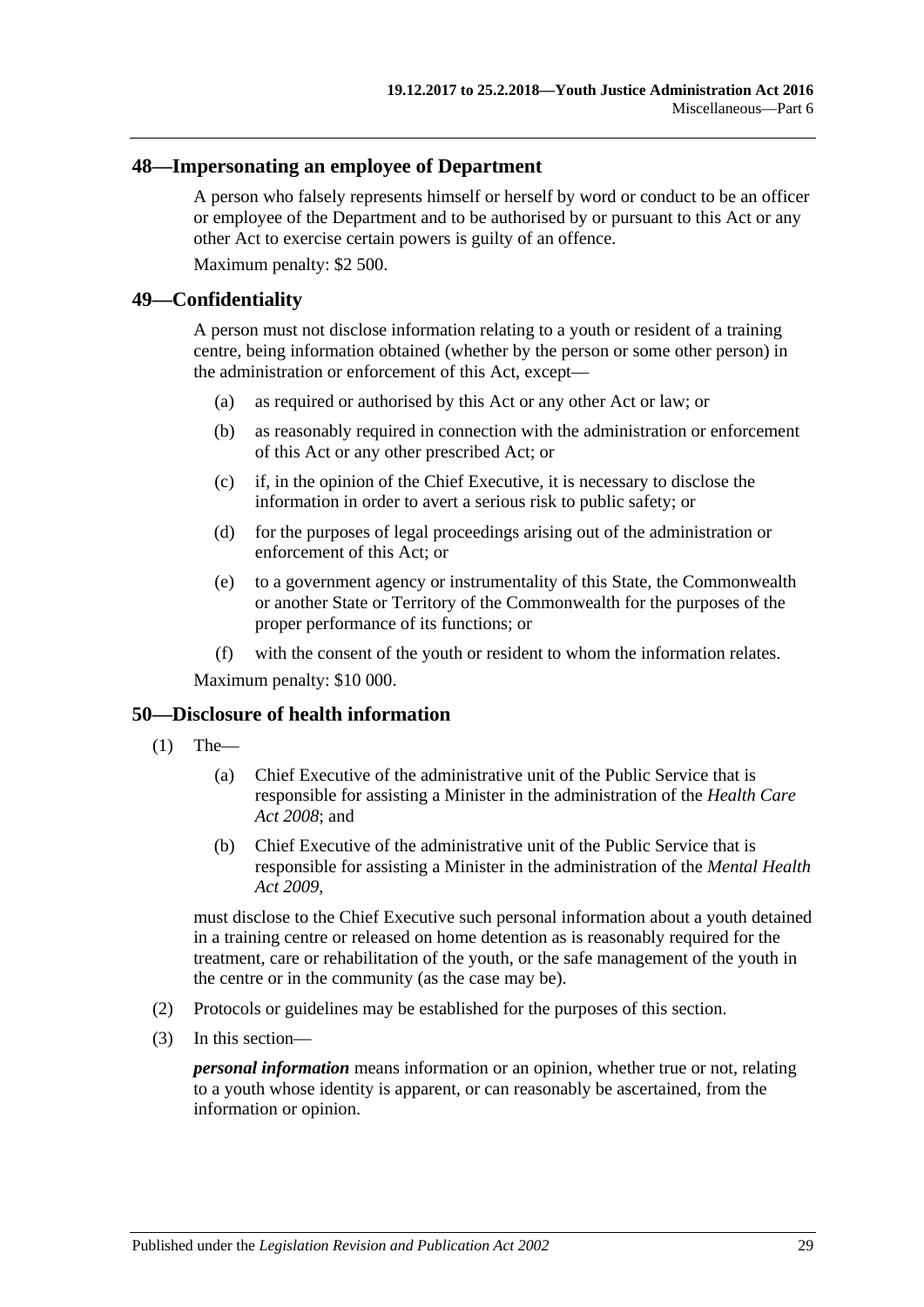## 48—Impersonating an employee of Department

A person who falsely represents himself or herself by word or conduct to be an officer or employee of the Department and to be authorised by or pursuant to this Act or any other Act to exercise certain powers is guilty of an offence.

Maximum penalty: $2 500.

## 49—Confidentiality

A person must not disclose information relating to a youth or resident of a training centre, being information obtained (whether by the person or some other person) in the administration or enforcement of this Act, except—

- (a) as required or authorised by this Act or any other Act or law; or
- (b) as reasonably required in connection with the administration or enforcement of this Act or any other prescribed Act; or
- (c) if, in the opinion of the Chief Executive, it is necessary to disclose the information in order to avert a serious risk to public safety; or
- (d) for the purposes of legal proceedings arising out of the administration or enforcement of this Act; or
- (e) to a government agency or instrumentality of this State, the Commonwealth or another State or Territory of the Commonwealth for the purposes of the proper performance of its functions; or
- (f) with the consent of the youth or resident to whom the information relates.

Maximum penalty: $10 000.

## 50—Disclosure of health information

(1) The—

- (a) Chief Executive of the administrative unit of the Public Service that is responsible for assisting a Minister in the administration of the *Health Care Act 2008*; and
- (b) Chief Executive of the administrative unit of the Public Service that is responsible for assisting a Minister in the administration of the *Mental Health Act 2009*,

must disclose to the Chief Executive such personal information about a youth detained in a training centre or released on home detention as is reasonably required for the treatment, care or rehabilitation of the youth, or the safe management of the youth in the centre or in the community (as the case may be).

(2) Protocols or guidelines may be established for the purposes of this section.

(3) In this section—

***personal information*** means information or an opinion, whether true or not, relating to a youth whose identity is apparent, or can reasonably be ascertained, from the information or opinion.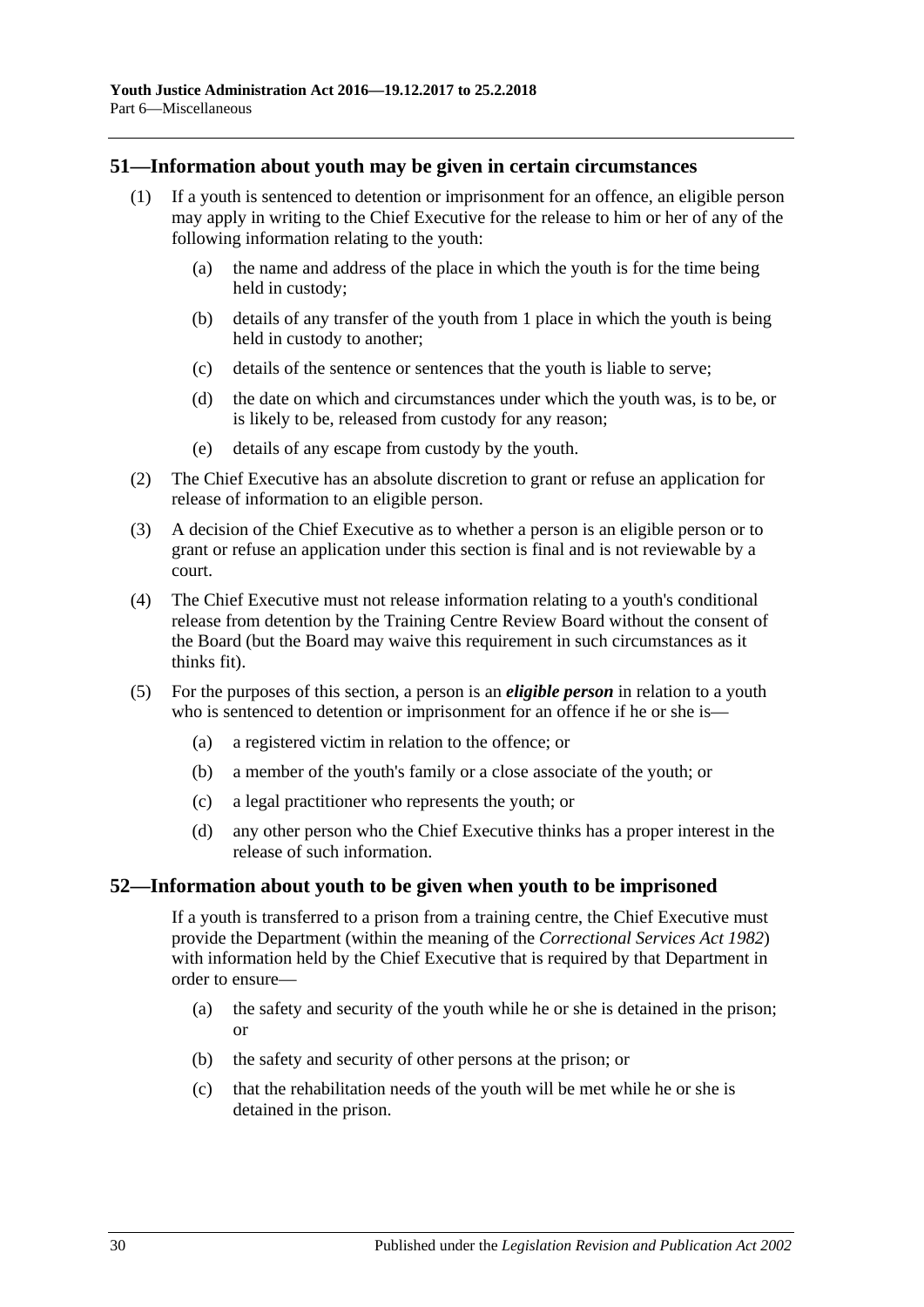## 51—Information about youth may be given in certain circumstances

(1) If a youth is sentenced to detention or imprisonment for an offence, an eligible person may apply in writing to the Chief Executive for the release to him or her of any of the following information relating to the youth:

(a) the name and address of the place in which the youth is for the time being held in custody;

(b) details of any transfer of the youth from 1 place in which the youth is being held in custody to another;

(c) details of the sentence or sentences that the youth is liable to serve;

(d) the date on which and circumstances under which the youth was, is to be, or is likely to be, released from custody for any reason;

(e) details of any escape from custody by the youth.

(2) The Chief Executive has an absolute discretion to grant or refuse an application for release of information to an eligible person.

(3) A decision of the Chief Executive as to whether a person is an eligible person or to grant or refuse an application under this section is final and is not reviewable by a court.

(4) The Chief Executive must not release information relating to a youth's conditional release from detention by the Training Centre Review Board without the consent of the Board (but the Board may waive this requirement in such circumstances as it thinks fit).

(5) For the purposes of this section, a person is an ***eligible person*** in relation to a youth who is sentenced to detention or imprisonment for an offence if he or she is—

(a) a registered victim in relation to the offence; or

(b) a member of the youth's family or a close associate of the youth; or

(c) a legal practitioner who represents the youth; or

(d) any other person who the Chief Executive thinks has a proper interest in the release of such information.

## 52—Information about youth to be given when youth to be imprisoned

If a youth is transferred to a prison from a training centre, the Chief Executive must provide the Department (within the meaning of the *Correctional Services Act 1982*) with information held by the Chief Executive that is required by that Department in order to ensure—

(a) the safety and security of the youth while he or she is detained in the prison; or

(b) the safety and security of other persons at the prison; or

(c) that the rehabilitation needs of the youth will be met while he or she is detained in the prison.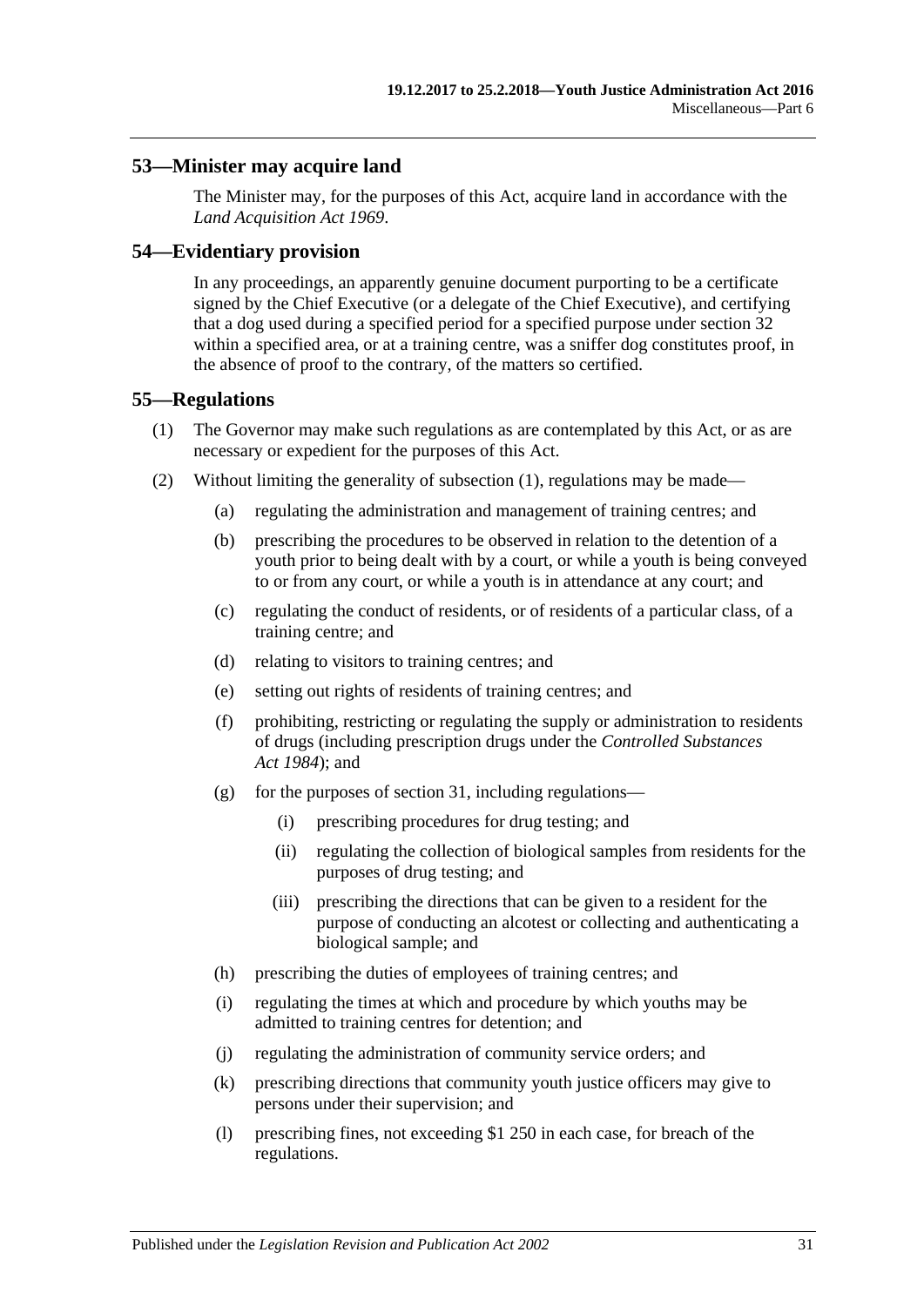## 53—Minister may acquire land

The Minister may, for the purposes of this Act, acquire land in accordance with the *Land Acquisition Act 1969*.

## 54—Evidentiary provision

In any proceedings, an apparently genuine document purporting to be a certificate signed by the Chief Executive (or a delegate of the Chief Executive), and certifying that a dog used during a specified period for a specified purpose under section 32 within a specified area, or at a training centre, was a sniffer dog constitutes proof, in the absence of proof to the contrary, of the matters so certified.

## 55—Regulations

(1) The Governor may make such regulations as are contemplated by this Act, or as are necessary or expedient for the purposes of this Act.

(2) Without limiting the generality of subsection (1), regulations may be made—

- (a) regulating the administration and management of training centres; and
- (b) prescribing the procedures to be observed in relation to the detention of a youth prior to being dealt with by a court, or while a youth is being conveyed to or from any court, or while a youth is in attendance at any court; and
- (c) regulating the conduct of residents, or of residents of a particular class, of a training centre; and
- (d) relating to visitors to training centres; and
- (e) setting out rights of residents of training centres; and
- (f) prohibiting, restricting or regulating the supply or administration to residents of drugs (including prescription drugs under the *Controlled Substances Act 1984*); and
- (g) for the purposes of section 31, including regulations—
  - (i) prescribing procedures for drug testing; and
  - (ii) regulating the collection of biological samples from residents for the purposes of drug testing; and
  - (iii) prescribing the directions that can be given to a resident for the purpose of conducting an alcotest or collecting and authenticating a biological sample; and
- (h) prescribing the duties of employees of training centres; and
- (i) regulating the times at which and procedure by which youths may be admitted to training centres for detention; and
- (j) regulating the administration of community service orders; and
- (k) prescribing directions that community youth justice officers may give to persons under their supervision; and
- (l) prescribing fines, not exceeding $1 250 in each case, for breach of the regulations.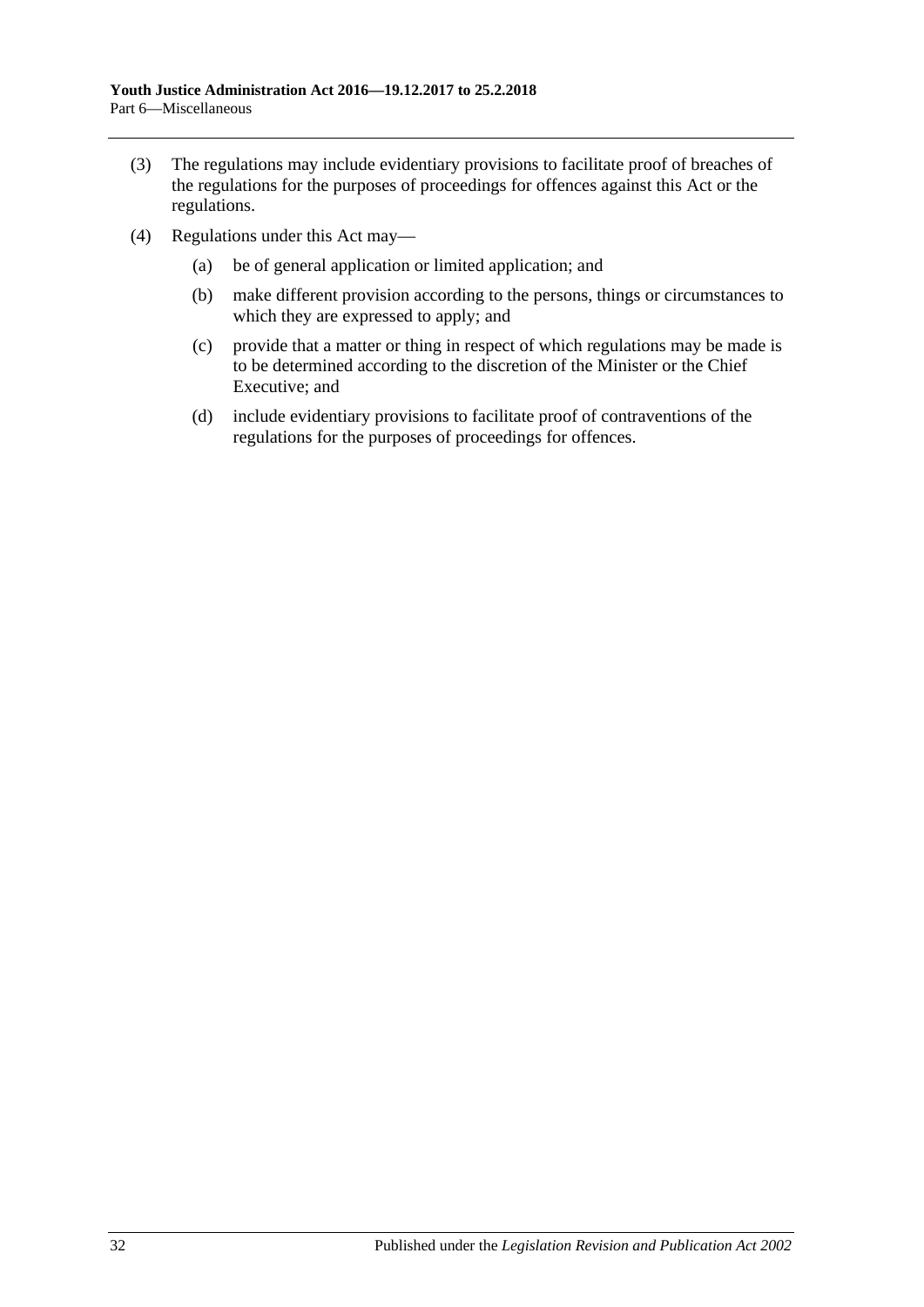(3) The regulations may include evidentiary provisions to facilitate proof of breaches of the regulations for the purposes of proceedings for offences against this Act or the regulations.

(4) Regulations under this Act may—

(a) be of general application or limited application; and

(b) make different provision according to the persons, things or circumstances to which they are expressed to apply; and

(c) provide that a matter or thing in respect of which regulations may be made is to be determined according to the discretion of the Minister or the Chief Executive; and

(d) include evidentiary provisions to facilitate proof of contraventions of the regulations for the purposes of proceedings for offences.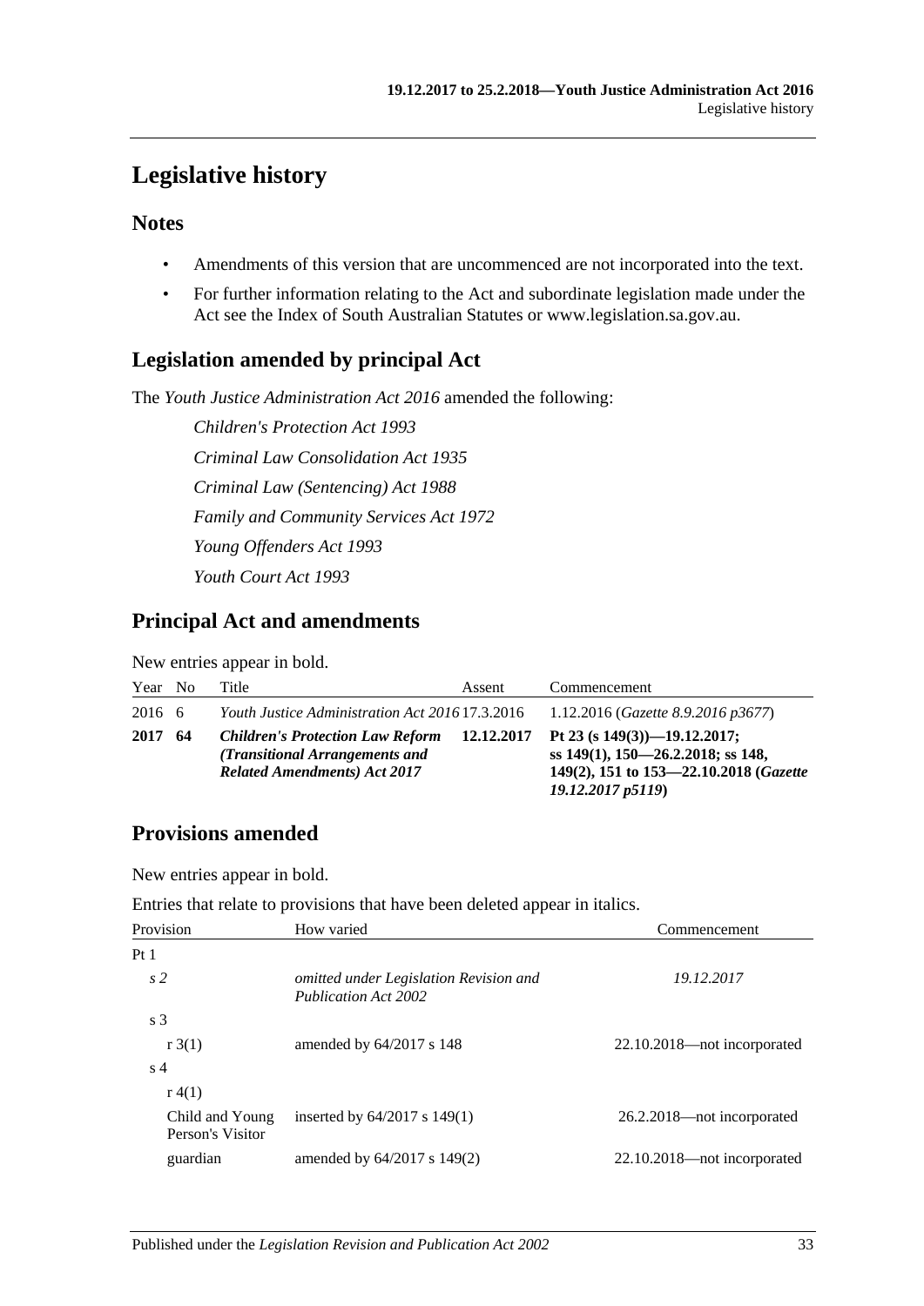# Legislative history

## Notes

- Amendments of this version that are uncommenced are not incorporated into the text.
- For further information relating to the Act and subordinate legislation made under the Act see the Index of South Australian Statutes or www.legislation.sa.gov.au.

## Legislation amended by principal Act

The *Youth Justice Administration Act 2016* amended the following:

*Children's Protection Act 1993*

*Criminal Law Consolidation Act 1935*

*Criminal Law (Sentencing) Act 1988*

*Family and Community Services Act 1972*

*Young Offenders Act 1993*

*Youth Court Act 1993*

## Principal Act and amendments

New entries appear in bold.

| Year | No | Title | Assent | Commencement |
|---|---|---|---|---|
| 2016 | 6 | *Youth Justice Administration Act 2016* | 17.3.2016 | 1.12.2016 (*Gazette 8.9.2016 p3677*) |
| **2017** | **64** | ***Children's Protection Law Reform (Transitional Arrangements and Related Amendments) Act 2017*** | **12.12.2017** | **Pt 23 (s 149(3))—19.12.2017; ss 149(1), 150—26.2.2018; ss 148, 149(2), 151 to 153—22.10.2018 (*Gazette 19.12.2017 p5119*)** |

## Provisions amended

New entries appear in bold.

Entries that relate to provisions that have been deleted appear in italics.

| Provision | How varied | Commencement |
|---|---|---|
| Pt 1 | | |
| *s 2* | *omitted under Legislation Revision and Publication Act 2002* | *19.12.2017* |
| s 3 | | |
| r 3(1) | amended by 64/2017 s 148 | 22.10.2018—not incorporated |
| s 4 | | |
| r 4(1) | | |
| Child and Young Person's Visitor | inserted by 64/2017 s 149(1) | 26.2.2018—not incorporated |
| guardian | amended by 64/2017 s 149(2) | 22.10.2018—not incorporated |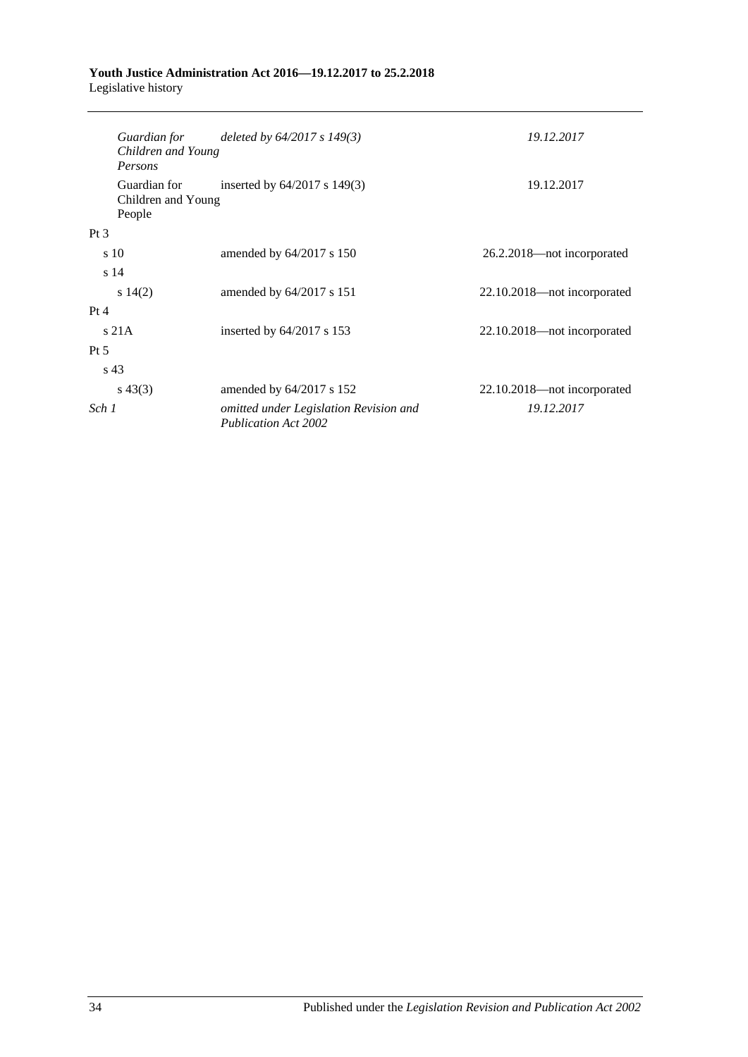| | | |
|---|---|---|
| *Guardian for Children and Young Persons* | *deleted by 64/2017 s 149(3)* | *19.12.2017* |
| Guardian for Children and Young People | inserted by 64/2017 s 149(3) | 19.12.2017 |
| Pt 3 | | |
| s 10 | amended by 64/2017 s 150 | 26.2.2018—not incorporated |
| s 14 | | |
| s 14(2) | amended by 64/2017 s 151 | 22.10.2018—not incorporated |
| Pt 4 | | |
| s 21A | inserted by 64/2017 s 153 | 22.10.2018—not incorporated |
| Pt 5 | | |
| s 43 | | |
| s 43(3) | amended by 64/2017 s 152 | 22.10.2018—not incorporated |
| *Sch 1* | *omitted under Legislation Revision and Publication Act 2002* | *19.12.2017* |